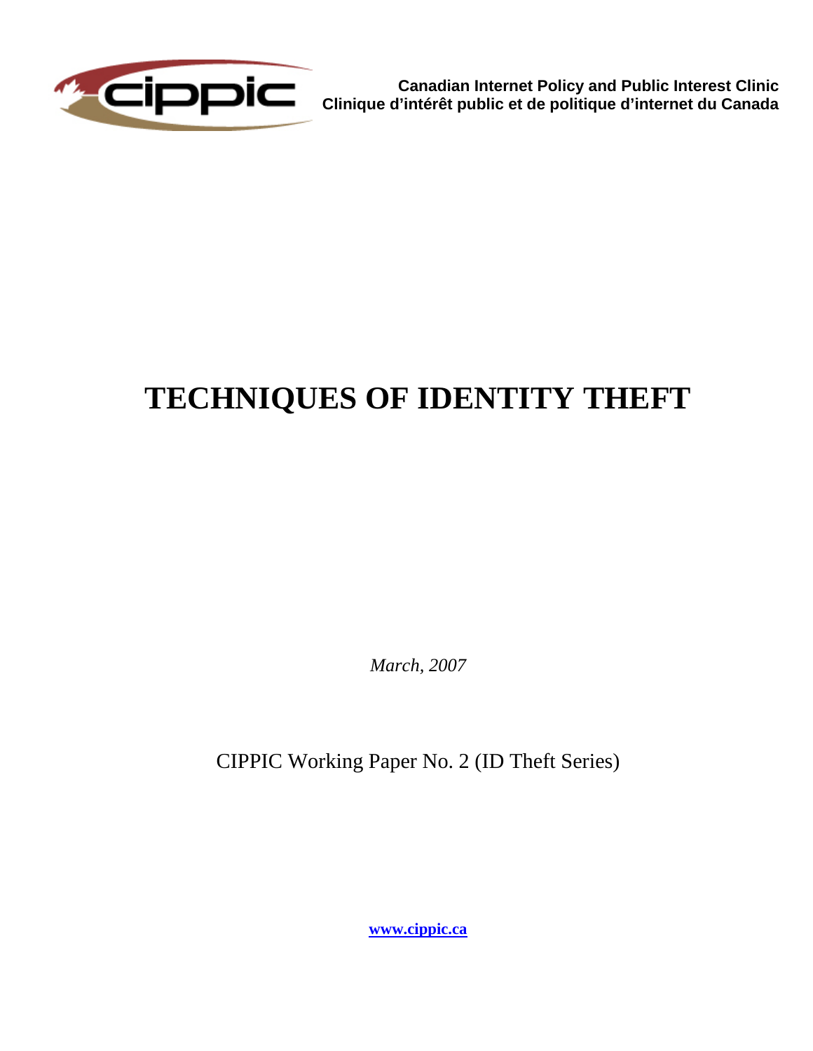cippic

**Canadian Internet Policy and Public Interest Clinic**
**Clinique d'intérêt public et de politique d'internet du Canada**

# TECHNIQUES OF IDENTITY THEFT

*March, 2007*

CIPPIC Working Paper No. 2 (ID Theft Series)

**www.cippic.ca**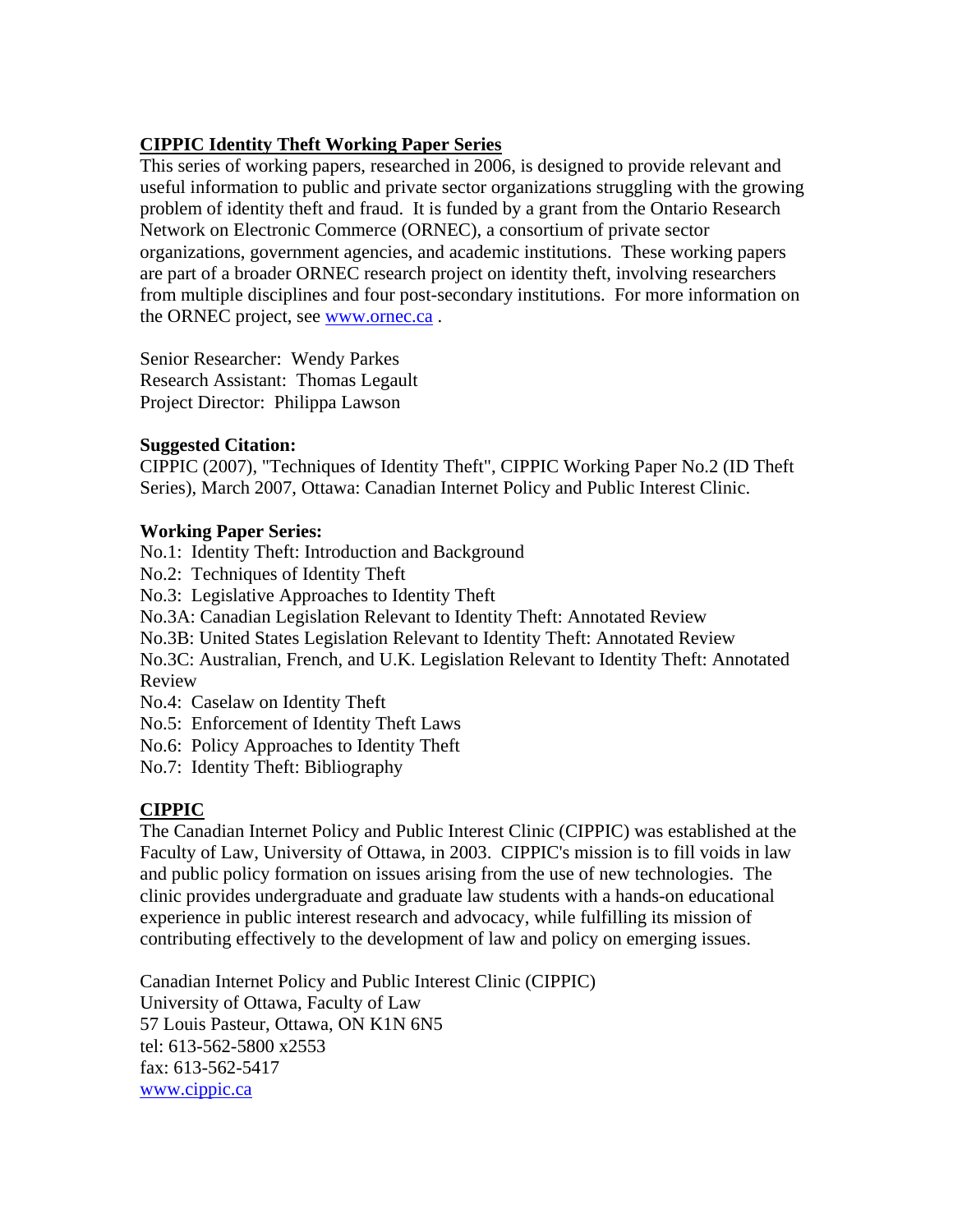## CIPPIC Identity Theft Working Paper Series

This series of working papers, researched in 2006, is designed to provide relevant and useful information to public and private sector organizations struggling with the growing problem of identity theft and fraud. It is funded by a grant from the Ontario Research Network on Electronic Commerce (ORNEC), a consortium of private sector organizations, government agencies, and academic institutions. These working papers are part of a broader ORNEC research project on identity theft, involving researchers from multiple disciplines and four post-secondary institutions. For more information on the ORNEC project, see [www.ornec.ca](http://www.ornec.ca) .

Senior Researcher: Wendy Parkes
Research Assistant: Thomas Legault
Project Director: Philippa Lawson

**Suggested Citation:**
CIPPIC (2007), "Techniques of Identity Theft", CIPPIC Working Paper No.2 (ID Theft Series), March 2007, Ottawa: Canadian Internet Policy and Public Interest Clinic.

**Working Paper Series:**
No.1: Identity Theft: Introduction and Background
No.2: Techniques of Identity Theft
No.3: Legislative Approaches to Identity Theft
No.3A: Canadian Legislation Relevant to Identity Theft: Annotated Review
No.3B: United States Legislation Relevant to Identity Theft: Annotated Review
No.3C: Australian, French, and U.K. Legislation Relevant to Identity Theft: Annotated Review
No.4: Caselaw on Identity Theft
No.5: Enforcement of Identity Theft Laws
No.6: Policy Approaches to Identity Theft
No.7: Identity Theft: Bibliography

## CIPPIC

The Canadian Internet Policy and Public Interest Clinic (CIPPIC) was established at the Faculty of Law, University of Ottawa, in 2003. CIPPIC's mission is to fill voids in law and public policy formation on issues arising from the use of new technologies. The clinic provides undergraduate and graduate law students with a hands-on educational experience in public interest research and advocacy, while fulfilling its mission of contributing effectively to the development of law and policy on emerging issues.

Canadian Internet Policy and Public Interest Clinic (CIPPIC)
University of Ottawa, Faculty of Law
57 Louis Pasteur, Ottawa, ON K1N 6N5
tel: 613-562-5800 x2553
fax: 613-562-5417
[www.cippic.ca](http://www.cippic.ca)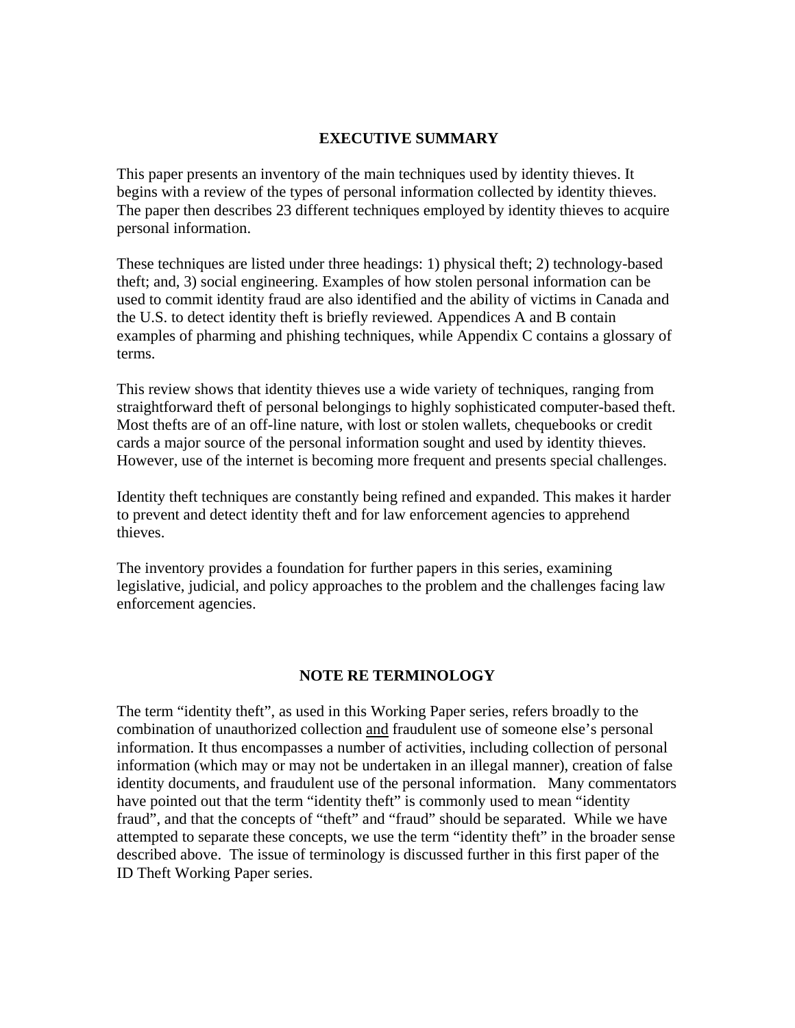## EXECUTIVE SUMMARY

This paper presents an inventory of the main techniques used by identity thieves. It begins with a review of the types of personal information collected by identity thieves. The paper then describes 23 different techniques employed by identity thieves to acquire personal information.

These techniques are listed under three headings: 1) physical theft; 2) technology-based theft; and, 3) social engineering. Examples of how stolen personal information can be used to commit identity fraud are also identified and the ability of victims in Canada and the U.S. to detect identity theft is briefly reviewed. Appendices A and B contain examples of pharming and phishing techniques, while Appendix C contains a glossary of terms.

This review shows that identity thieves use a wide variety of techniques, ranging from straightforward theft of personal belongings to highly sophisticated computer-based theft. Most thefts are of an off-line nature, with lost or stolen wallets, chequebooks or credit cards a major source of the personal information sought and used by identity thieves. However, use of the internet is becoming more frequent and presents special challenges.

Identity theft techniques are constantly being refined and expanded. This makes it harder to prevent and detect identity theft and for law enforcement agencies to apprehend thieves.

The inventory provides a foundation for further papers in this series, examining legislative, judicial, and policy approaches to the problem and the challenges facing law enforcement agencies.

## NOTE RE TERMINOLOGY

The term "identity theft", as used in this Working Paper series, refers broadly to the combination of unauthorized collection <u>and</u> fraudulent use of someone else's personal information. It thus encompasses a number of activities, including collection of personal information (which may or may not be undertaken in an illegal manner), creation of false identity documents, and fraudulent use of the personal information. Many commentators have pointed out that the term "identity theft" is commonly used to mean "identity fraud", and that the concepts of "theft" and "fraud" should be separated. While we have attempted to separate these concepts, we use the term "identity theft" in the broader sense described above. The issue of terminology is discussed further in this first paper of the ID Theft Working Paper series.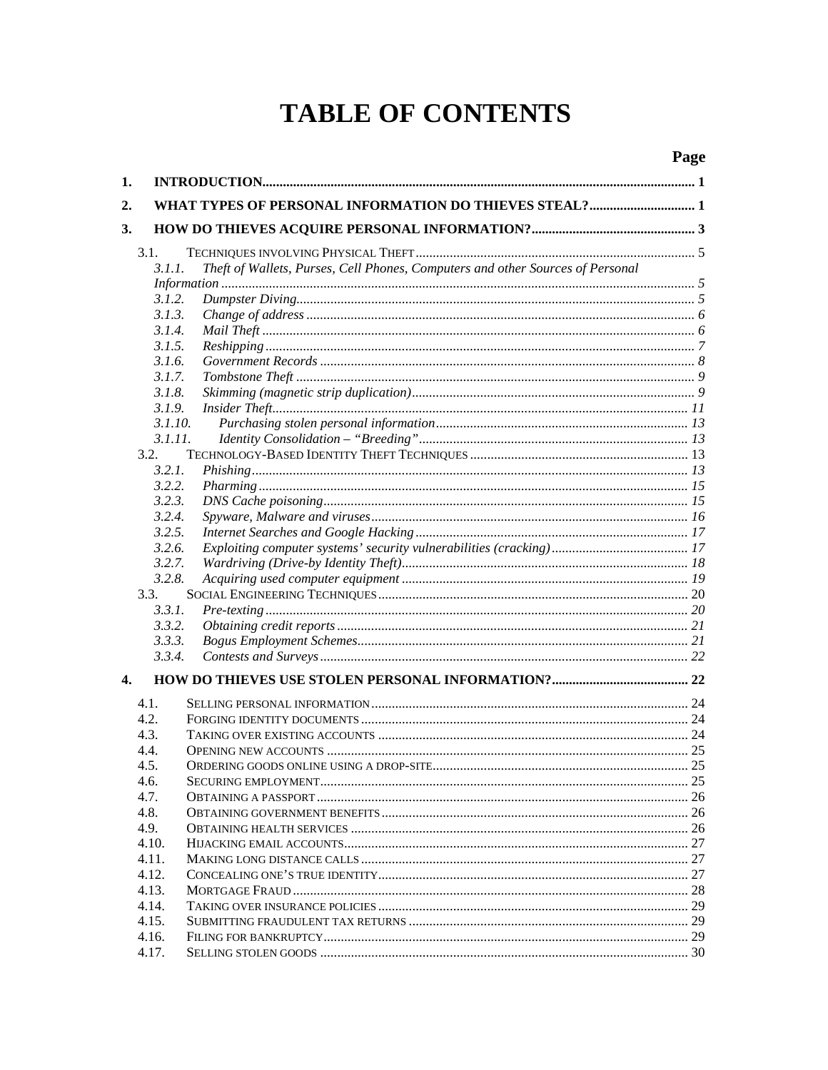# TABLE OF CONTENTS

**Page**

**1. INTRODUCTION** ..... 1

**2. WHAT TYPES OF PERSONAL INFORMATION DO THIEVES STEAL?** ..... 1

**3. HOW DO THIEVES ACQUIRE PERSONAL INFORMATION?** ..... 3

- 3.1. TECHNIQUES INVOLVING PHYSICAL THEFT ..... 5
  - *3.1.1. Theft of Wallets, Purses, Cell Phones, Computers and other Sources of Personal Information* ..... 5
  - *3.1.2. Dumpster Diving* ..... 5
  - *3.1.3. Change of address* ..... 6
  - *3.1.4. Mail Theft* ..... 6
  - *3.1.5. Reshipping* ..... 7
  - *3.1.6. Government Records* ..... 8
  - *3.1.7. Tombstone Theft* ..... 9
  - *3.1.8. Skimming (magnetic strip duplication)* ..... 9
  - *3.1.9. Insider Theft* ..... 11
  - *3.1.10. Purchasing stolen personal information* ..... 13
  - *3.1.11. Identity Consolidation – "Breeding"* ..... 13
- 3.2. TECHNOLOGY-BASED IDENTITY THEFT TECHNIQUES ..... 13
  - *3.2.1. Phishing* ..... 13
  - *3.2.2. Pharming* ..... 15
  - *3.2.3. DNS Cache poisoning* ..... 15
  - *3.2.4. Spyware, Malware and viruses* ..... 16
  - *3.2.5. Internet Searches and Google Hacking* ..... 17
  - *3.2.6. Exploiting computer systems' security vulnerabilities (cracking)* ..... 17
  - *3.2.7. Wardriving (Drive-by Identity Theft)* ..... 18
  - *3.2.8. Acquiring used computer equipment* ..... 19
- 3.3. SOCIAL ENGINEERING TECHNIQUES ..... 20
  - *3.3.1. Pre-texting* ..... 20
  - *3.3.2. Obtaining credit reports* ..... 21
  - *3.3.3. Bogus Employment Schemes* ..... 21
  - *3.3.4. Contests and Surveys* ..... 22

**4. HOW DO THIEVES USE STOLEN PERSONAL INFORMATION?** ..... 22

- 4.1. SELLING PERSONAL INFORMATION ..... 24
- 4.2. FORGING IDENTITY DOCUMENTS ..... 24
- 4.3. TAKING OVER EXISTING ACCOUNTS ..... 24
- 4.4. OPENING NEW ACCOUNTS ..... 25
- 4.5. ORDERING GOODS ONLINE USING A DROP-SITE ..... 25
- 4.6. SECURING EMPLOYMENT ..... 25
- 4.7. OBTAINING A PASSPORT ..... 26
- 4.8. OBTAINING GOVERNMENT BENEFITS ..... 26
- 4.9. OBTAINING HEALTH SERVICES ..... 26
- 4.10. HIJACKING EMAIL ACCOUNTS ..... 27
- 4.11. MAKING LONG DISTANCE CALLS ..... 27
- 4.12. CONCEALING ONE'S TRUE IDENTITY ..... 27
- 4.13. MORTGAGE FRAUD ..... 28
- 4.14. TAKING OVER INSURANCE POLICIES ..... 29
- 4.15. SUBMITTING FRAUDULENT TAX RETURNS ..... 29
- 4.16. FILING FOR BANKRUPTCY ..... 29
- 4.17. SELLING STOLEN GOODS ..... 30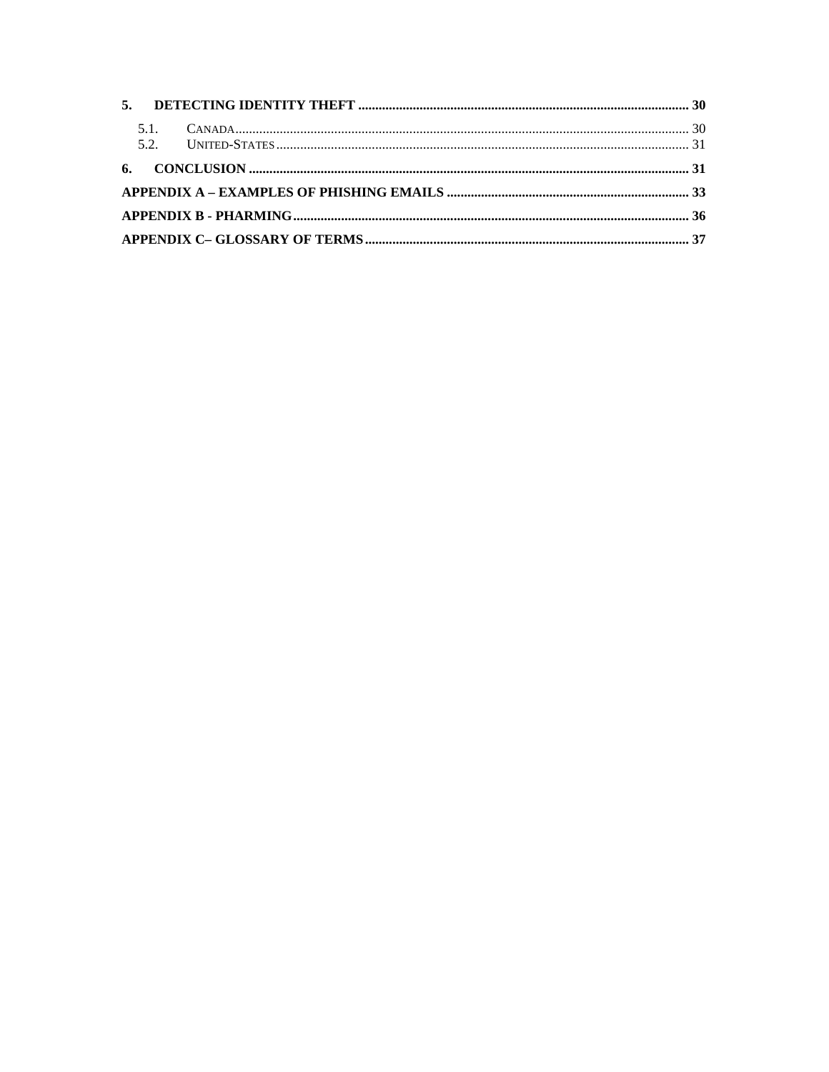5. **DETECTING IDENTITY THEFT** .......... 30

   5.1. CANADA .......... 30
   
   5.2. UNITED-STATES .......... 31

6. **CONCLUSION** .......... 31

**APPENDIX A – EXAMPLES OF PHISHING EMAILS** .......... 33

**APPENDIX B - PHARMING** .......... 36

**APPENDIX C– GLOSSARY OF TERMS** .......... 37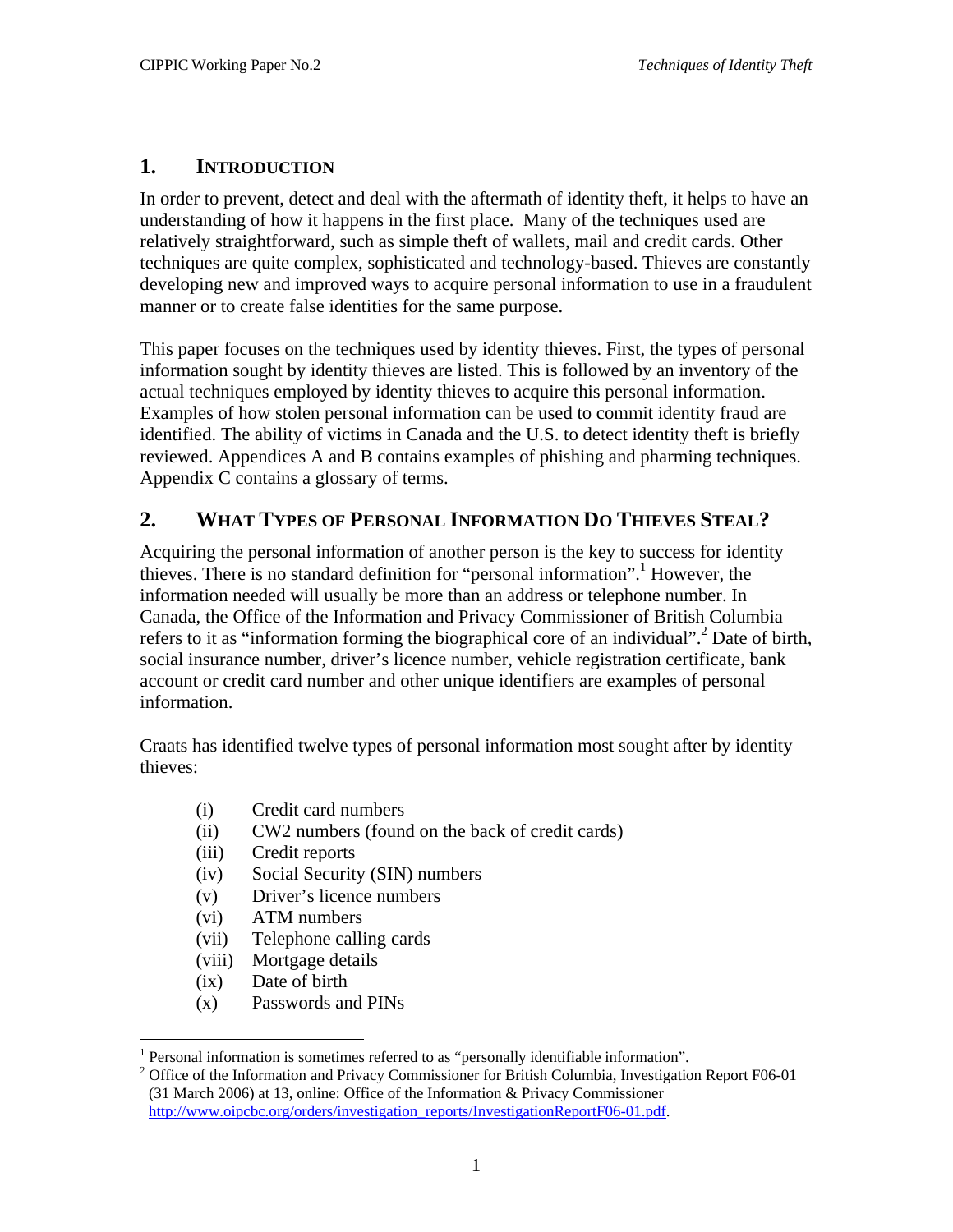## 1. INTRODUCTION

In order to prevent, detect and deal with the aftermath of identity theft, it helps to have an understanding of how it happens in the first place. Many of the techniques used are relatively straightforward, such as simple theft of wallets, mail and credit cards. Other techniques are quite complex, sophisticated and technology-based. Thieves are constantly developing new and improved ways to acquire personal information to use in a fraudulent manner or to create false identities for the same purpose.

This paper focuses on the techniques used by identity thieves. First, the types of personal information sought by identity thieves are listed. This is followed by an inventory of the actual techniques employed by identity thieves to acquire this personal information. Examples of how stolen personal information can be used to commit identity fraud are identified. The ability of victims in Canada and the U.S. to detect identity theft is briefly reviewed. Appendices A and B contains examples of phishing and pharming techniques. Appendix C contains a glossary of terms.

## 2. WHAT TYPES OF PERSONAL INFORMATION DO THIEVES STEAL?

Acquiring the personal information of another person is the key to success for identity thieves. There is no standard definition for "personal information".[1] However, the information needed will usually be more than an address or telephone number. In Canada, the Office of the Information and Privacy Commissioner of British Columbia refers to it as "information forming the biographical core of an individual".[2] Date of birth, social insurance number, driver's licence number, vehicle registration certificate, bank account or credit card number and other unique identifiers are examples of personal information.

Craats has identified twelve types of personal information most sought after by identity thieves:

- (i) Credit card numbers
- (ii) CW2 numbers (found on the back of credit cards)
- (iii) Credit reports
- (iv) Social Security (SIN) numbers
- (v) Driver's licence numbers
- (vi) ATM numbers
- (vii) Telephone calling cards
- (viii) Mortgage details
- (ix) Date of birth
- (x) Passwords and PINs

---

[1] Personal information is sometimes referred to as "personally identifiable information".

[2] Office of the Information and Privacy Commissioner for British Columbia, Investigation Report F06-01 (31 March 2006) at 13, online: Office of the Information & Privacy Commissioner http://www.oipcbc.org/orders/investigation_reports/InvestigationReportF06-01.pdf.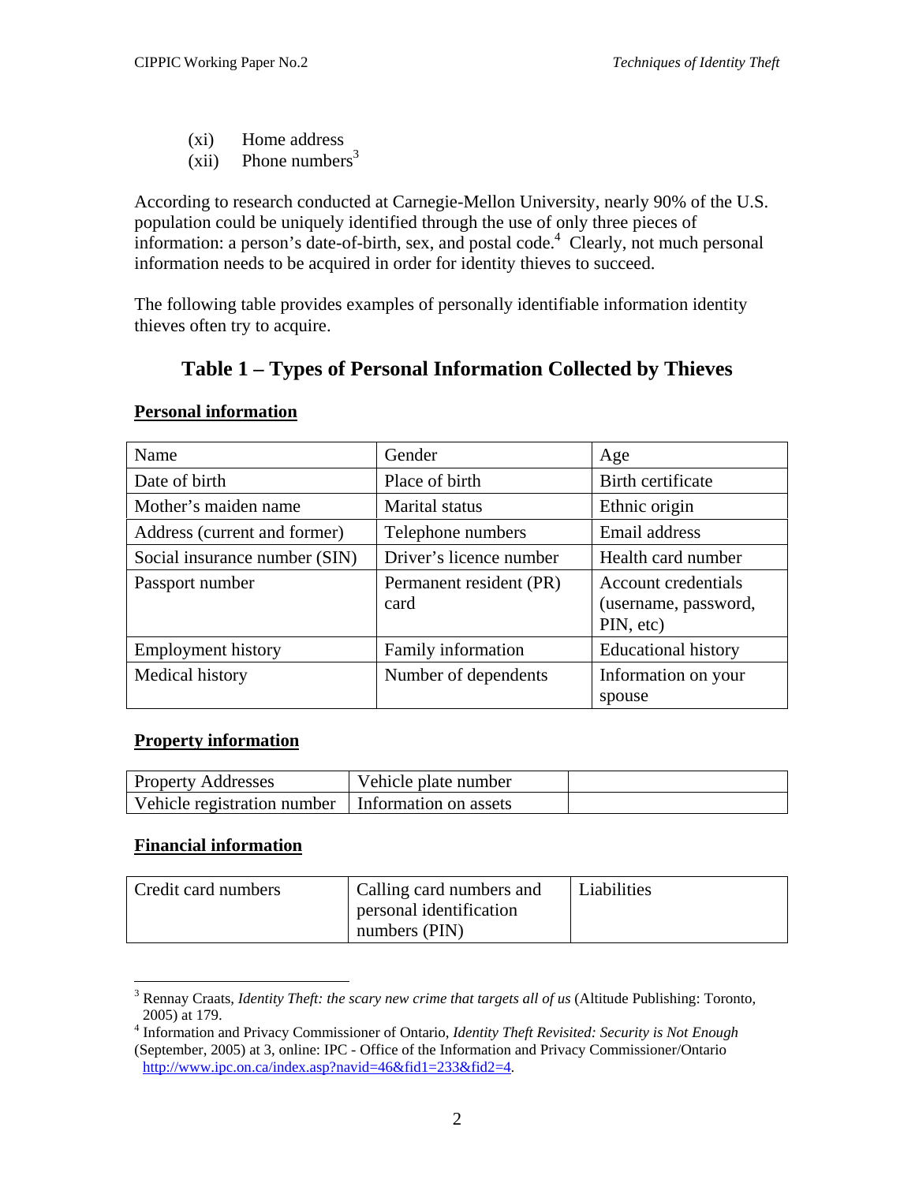(xi) Home address
(xii) Phone numbers[3]

According to research conducted at Carnegie-Mellon University, nearly 90% of the U.S. population could be uniquely identified through the use of only three pieces of information: a person's date-of-birth, sex, and postal code.[4] Clearly, not much personal information needs to be acquired in order for identity thieves to succeed.

The following table provides examples of personally identifiable information identity thieves often try to acquire.

## Table 1 – Types of Personal Information Collected by Thieves

**Personal information**

| Name | Gender | Age |
|---|---|---|
| Date of birth | Place of birth | Birth certificate |
| Mother's maiden name | Marital status | Ethnic origin |
| Address (current and former) | Telephone numbers | Email address |
| Social insurance number (SIN) | Driver's licence number | Health card number |
| Passport number | Permanent resident (PR) card | Account credentials (username, password, PIN, etc) |
| Employment history | Family information | Educational history |
| Medical history | Number of dependents | Information on your spouse |

**Property information**

| Property Addresses | Vehicle plate number | |
|---|---|---|
| Vehicle registration number | Information on assets | |

**Financial information**

| Credit card numbers | Calling card numbers and personal identification numbers (PIN) | Liabilities |
|---|---|---|

---

[3] Rennay Craats, *Identity Theft: the scary new crime that targets all of us* (Altitude Publishing: Toronto, 2005) at 179.

[4] Information and Privacy Commissioner of Ontario, *Identity Theft Revisited: Security is Not Enough* (September, 2005) at 3, online: IPC - Office of the Information and Privacy Commissioner/Ontario http://www.ipc.on.ca/index.asp?navid=46&fid1=233&fid2=4.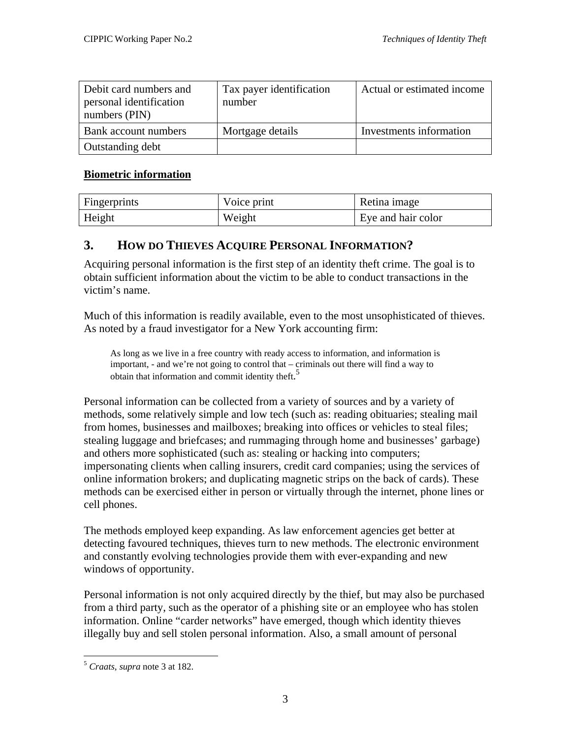| Debit card numbers and personal identification numbers (PIN) | Tax payer identification number | Actual or estimated income |
| --- | --- | --- |
| Bank account numbers | Mortgage details | Investments information |
| Outstanding debt | | |

**Biometric information**

| Fingerprints | Voice print | Retina image |
| --- | --- | --- |
| Height | Weight | Eye and hair color |

## 3. HOW DO THIEVES ACQUIRE PERSONAL INFORMATION?

Acquiring personal information is the first step of an identity theft crime. The goal is to obtain sufficient information about the victim to be able to conduct transactions in the victim's name.

Much of this information is readily available, even to the most unsophisticated of thieves. As noted by a fraud investigator for a New York accounting firm:

> As long as we live in a free country with ready access to information, and information is important, - and we're not going to control that – criminals out there will find a way to obtain that information and commit identity theft.[5]

Personal information can be collected from a variety of sources and by a variety of methods, some relatively simple and low tech (such as: reading obituaries; stealing mail from homes, businesses and mailboxes; breaking into offices or vehicles to steal files; stealing luggage and briefcases; and rummaging through home and businesses' garbage) and others more sophisticated (such as: stealing or hacking into computers; impersonating clients when calling insurers, credit card companies; using the services of online information brokers; and duplicating magnetic strips on the back of cards). These methods can be exercised either in person or virtually through the internet, phone lines or cell phones.

The methods employed keep expanding. As law enforcement agencies get better at detecting favoured techniques, thieves turn to new methods. The electronic environment and constantly evolving technologies provide them with ever-expanding and new windows of opportunity.

Personal information is not only acquired directly by the thief, but may also be purchased from a third party, such as the operator of a phishing site or an employee who has stolen information. Online "carder networks" have emerged, though which identity thieves illegally buy and sell stolen personal information. Also, a small amount of personal

---

[5] *Craats*, *supra* note 3 at 182.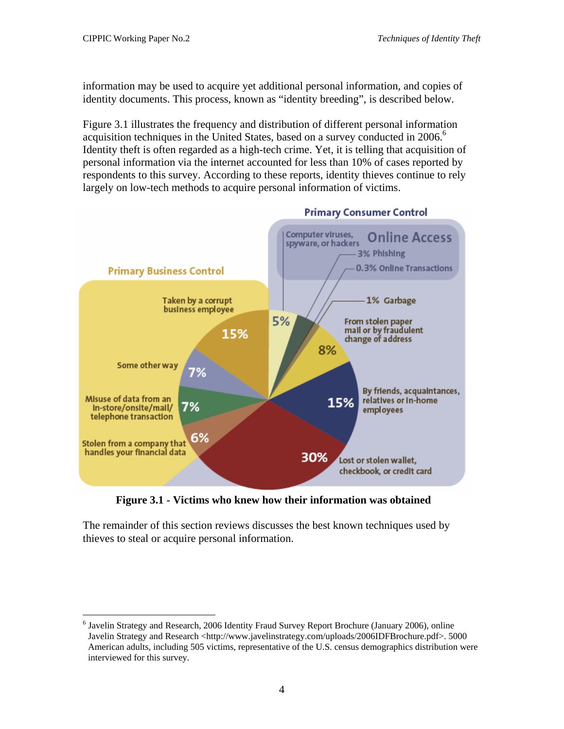information may be used to acquire yet additional personal information, and copies of identity documents. This process, known as "identity breeding", is described below.

Figure 3.1 illustrates the frequency and distribution of different personal information acquisition techniques in the United States, based on a survey conducted in 2006.[6] Identity theft is often regarded as a high-tech crime. Yet, it is telling that acquisition of personal information via the internet accounted for less than 10% of cases reported by respondents to this survey. According to these reports, identity thieves continue to rely largely on low-tech methods to acquire personal information of victims.

**Figure 3.1 - Victims who knew how their information was obtained**

The remainder of this section reviews discusses the best known techniques used by thieves to steal or acquire personal information.

---

[6] Javelin Strategy and Research, 2006 Identity Fraud Survey Report Brochure (January 2006), online Javelin Strategy and Research <http://www.javelinstrategy.com/uploads/2006IDFBrochure.pdf>. 5000 American adults, including 505 victims, representative of the U.S. census demographics distribution were interviewed for this survey.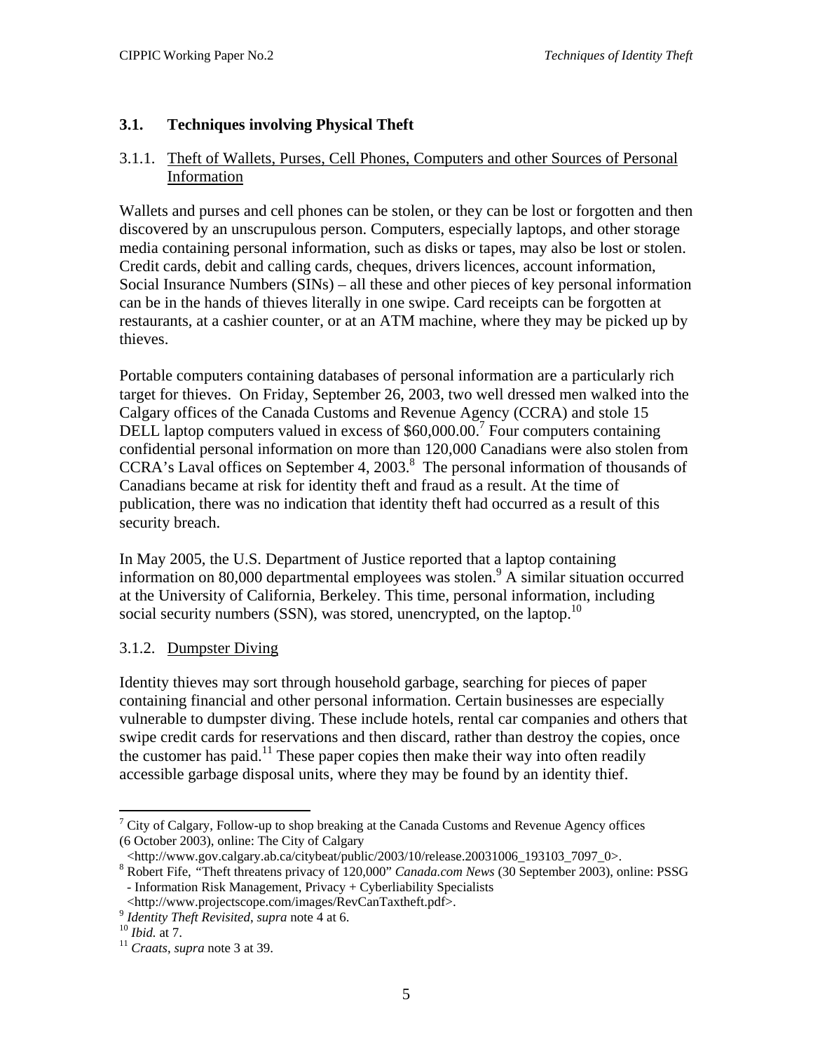## 3.1. Techniques involving Physical Theft

### 3.1.1. Theft of Wallets, Purses, Cell Phones, Computers and other Sources of Personal Information

Wallets and purses and cell phones can be stolen, or they can be lost or forgotten and then discovered by an unscrupulous person. Computers, especially laptops, and other storage media containing personal information, such as disks or tapes, may also be lost or stolen. Credit cards, debit and calling cards, cheques, drivers licences, account information, Social Insurance Numbers (SINs) – all these and other pieces of key personal information can be in the hands of thieves literally in one swipe. Card receipts can be forgotten at restaurants, at a cashier counter, or at an ATM machine, where they may be picked up by thieves.

Portable computers containing databases of personal information are a particularly rich target for thieves. On Friday, September 26, 2003, two well dressed men walked into the Calgary offices of the Canada Customs and Revenue Agency (CCRA) and stole 15 DELL laptop computers valued in excess of $60,000.00.[7] Four computers containing confidential personal information on more than 120,000 Canadians were also stolen from CCRA's Laval offices on September 4, 2003.[8] The personal information of thousands of Canadians became at risk for identity theft and fraud as a result. At the time of publication, there was no indication that identity theft had occurred as a result of this security breach.

In May 2005, the U.S. Department of Justice reported that a laptop containing information on 80,000 departmental employees was stolen.[9] A similar situation occurred at the University of California, Berkeley. This time, personal information, including social security numbers (SSN), was stored, unencrypted, on the laptop.[10]

### 3.1.2. Dumpster Diving

Identity thieves may sort through household garbage, searching for pieces of paper containing financial and other personal information. Certain businesses are especially vulnerable to dumpster diving. These include hotels, rental car companies and others that swipe credit cards for reservations and then discard, rather than destroy the copies, once the customer has paid.[11] These paper copies then make their way into often readily accessible garbage disposal units, where they may be found by an identity thief.

---

[7] City of Calgary, Follow-up to shop breaking at the Canada Customs and Revenue Agency offices (6 October 2003), online: The City of Calgary <http://www.gov.calgary.ab.ca/citybeat/public/2003/10/release.20031006_193103_7097_0>.

[8] Robert Fife, "Theft threatens privacy of 120,000" *Canada.com News* (30 September 2003), online: PSSG - Information Risk Management, Privacy + Cyberliability Specialists <http://www.projectscope.com/images/RevCanTaxtheft.pdf>.

[9] *Identity Theft Revisited*, *supra* note 4 at 6.

[10] *Ibid.* at 7.

[11] *Craats*, *supra* note 3 at 39.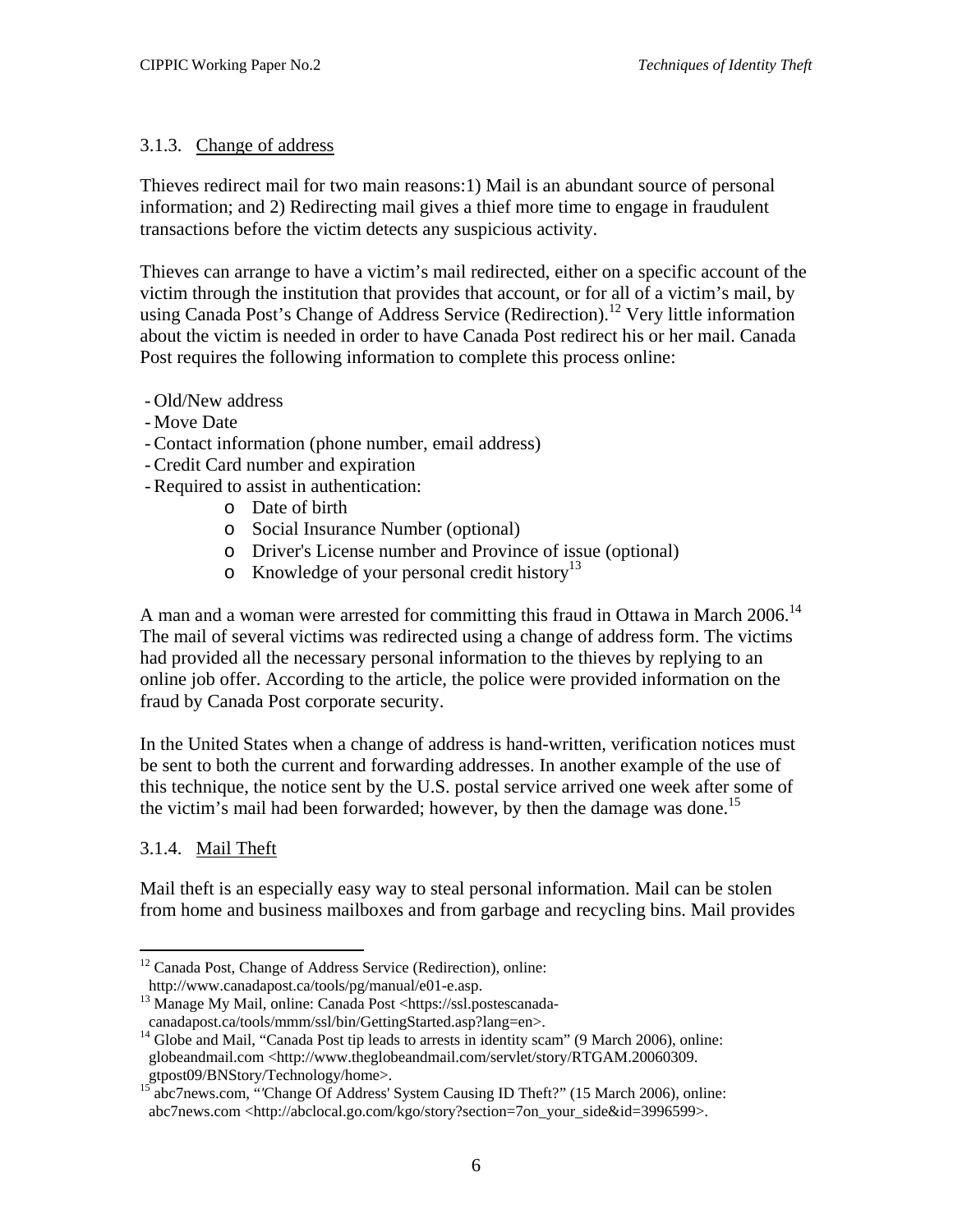### 3.1.3. Change of address

Thieves redirect mail for two main reasons:1) Mail is an abundant source of personal information; and 2) Redirecting mail gives a thief more time to engage in fraudulent transactions before the victim detects any suspicious activity.

Thieves can arrange to have a victim's mail redirected, either on a specific account of the victim through the institution that provides that account, or for all of a victim's mail, by using Canada Post's Change of Address Service (Redirection).[12] Very little information about the victim is needed in order to have Canada Post redirect his or her mail. Canada Post requires the following information to complete this process online:

- Old/New address
- Move Date
- Contact information (phone number, email address)
- Credit Card number and expiration
- Required to assist in authentication:
  - Date of birth
  - Social Insurance Number (optional)
  - Driver's License number and Province of issue (optional)
  - Knowledge of your personal credit history[13]

A man and a woman were arrested for committing this fraud in Ottawa in March 2006.[14] The mail of several victims was redirected using a change of address form. The victims had provided all the necessary personal information to the thieves by replying to an online job offer. According to the article, the police were provided information on the fraud by Canada Post corporate security.

In the United States when a change of address is hand-written, verification notices must be sent to both the current and forwarding addresses. In another example of the use of this technique, the notice sent by the U.S. postal service arrived one week after some of the victim's mail had been forwarded; however, by then the damage was done.[15]

### 3.1.4. Mail Theft

Mail theft is an especially easy way to steal personal information. Mail can be stolen from home and business mailboxes and from garbage and recycling bins. Mail provides

---

[12] Canada Post, Change of Address Service (Redirection), online: http://www.canadapost.ca/tools/pg/manual/e01-e.asp.

[13] Manage My Mail, online: Canada Post <https://ssl.postescanada-canadapost.ca/tools/mmm/ssl/bin/GettingStarted.asp?lang=en>.

[14] Globe and Mail, "Canada Post tip leads to arrests in identity scam" (9 March 2006), online: globeandmail.com <http://www.theglobeandmail.com/servlet/story/RTGAM.20060309.gtpost09/BNStory/Technology/home>.

[15] abc7news.com, "'Change Of Address' System Causing ID Theft?" (15 March 2006), online: abc7news.com <http://abclocal.go.com/kgo/story?section=7on_your_side&id=3996599>.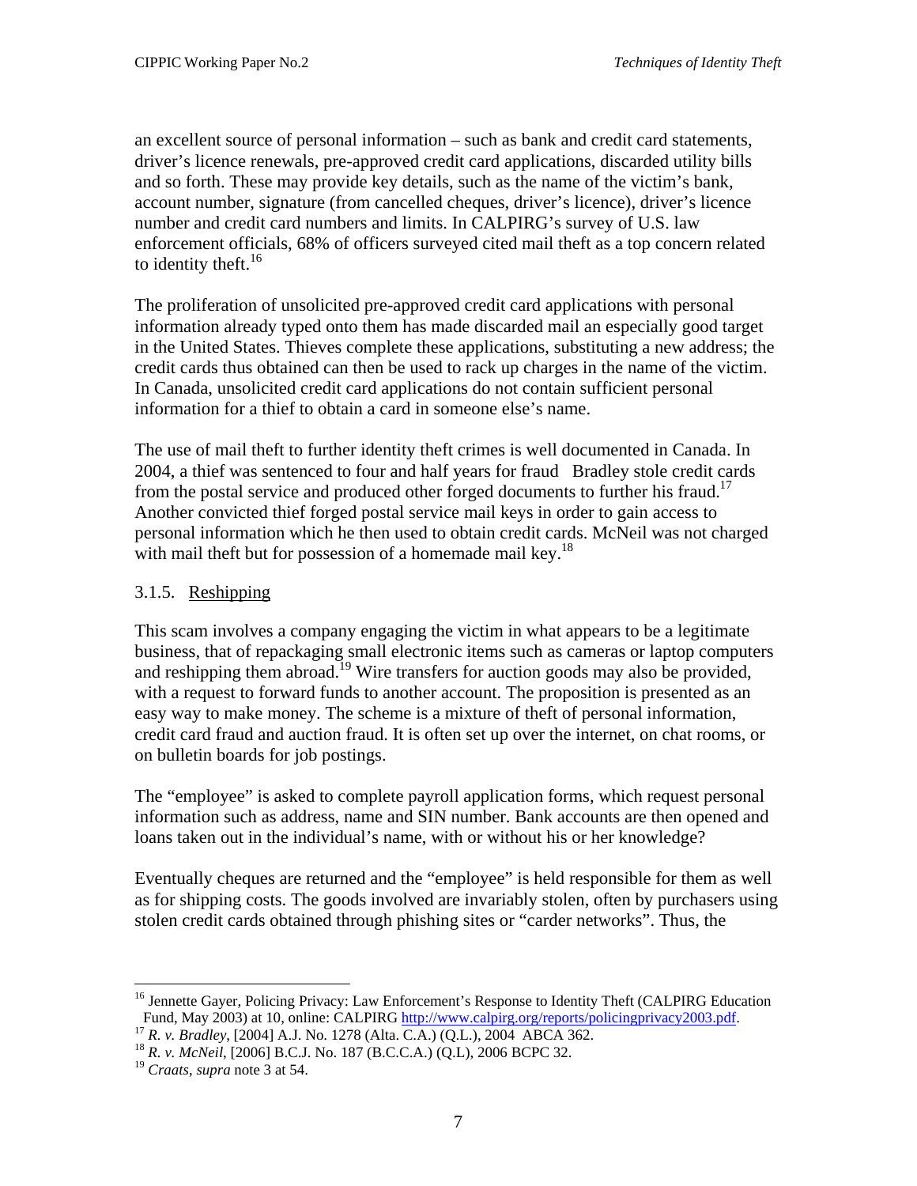an excellent source of personal information – such as bank and credit card statements, driver's licence renewals, pre-approved credit card applications, discarded utility bills and so forth. These may provide key details, such as the name of the victim's bank, account number, signature (from cancelled cheques, driver's licence), driver's licence number and credit card numbers and limits. In CALPIRG's survey of U.S. law enforcement officials, 68% of officers surveyed cited mail theft as a top concern related to identity theft.[16]

The proliferation of unsolicited pre-approved credit card applications with personal information already typed onto them has made discarded mail an especially good target in the United States. Thieves complete these applications, substituting a new address; the credit cards thus obtained can then be used to rack up charges in the name of the victim. In Canada, unsolicited credit card applications do not contain sufficient personal information for a thief to obtain a card in someone else's name.

The use of mail theft to further identity theft crimes is well documented in Canada. In 2004, a thief was sentenced to four and half years for fraud  Bradley stole credit cards from the postal service and produced other forged documents to further his fraud.[17] Another convicted thief forged postal service mail keys in order to gain access to personal information which he then used to obtain credit cards. McNeil was not charged with mail theft but for possession of a homemade mail key.[18]

### 3.1.5. Reshipping

This scam involves a company engaging the victim in what appears to be a legitimate business, that of repackaging small electronic items such as cameras or laptop computers and reshipping them abroad.[19] Wire transfers for auction goods may also be provided, with a request to forward funds to another account. The proposition is presented as an easy way to make money. The scheme is a mixture of theft of personal information, credit card fraud and auction fraud. It is often set up over the internet, on chat rooms, or on bulletin boards for job postings.

The "employee" is asked to complete payroll application forms, which request personal information such as address, name and SIN number. Bank accounts are then opened and loans taken out in the individual's name, with or without his or her knowledge?

Eventually cheques are returned and the "employee" is held responsible for them as well as for shipping costs. The goods involved are invariably stolen, often by purchasers using stolen credit cards obtained through phishing sites or "carder networks". Thus, the

---

[16] Jennette Gayer, Policing Privacy: Law Enforcement's Response to Identity Theft (CALPIRG Education Fund, May 2003) at 10, online: CALPIRG http://www.calpirg.org/reports/policingprivacy2003.pdf.

[17] *R. v. Bradley*, [2004] A.J. No. 1278 (Alta. C.A.) (Q.L.), 2004 ABCA 362.

[18] *R. v. McNeil*, [2006] B.C.J. No. 187 (B.C.C.A.) (Q.L), 2006 BCPC 32.

[19] *Craats*, *supra* note 3 at 54.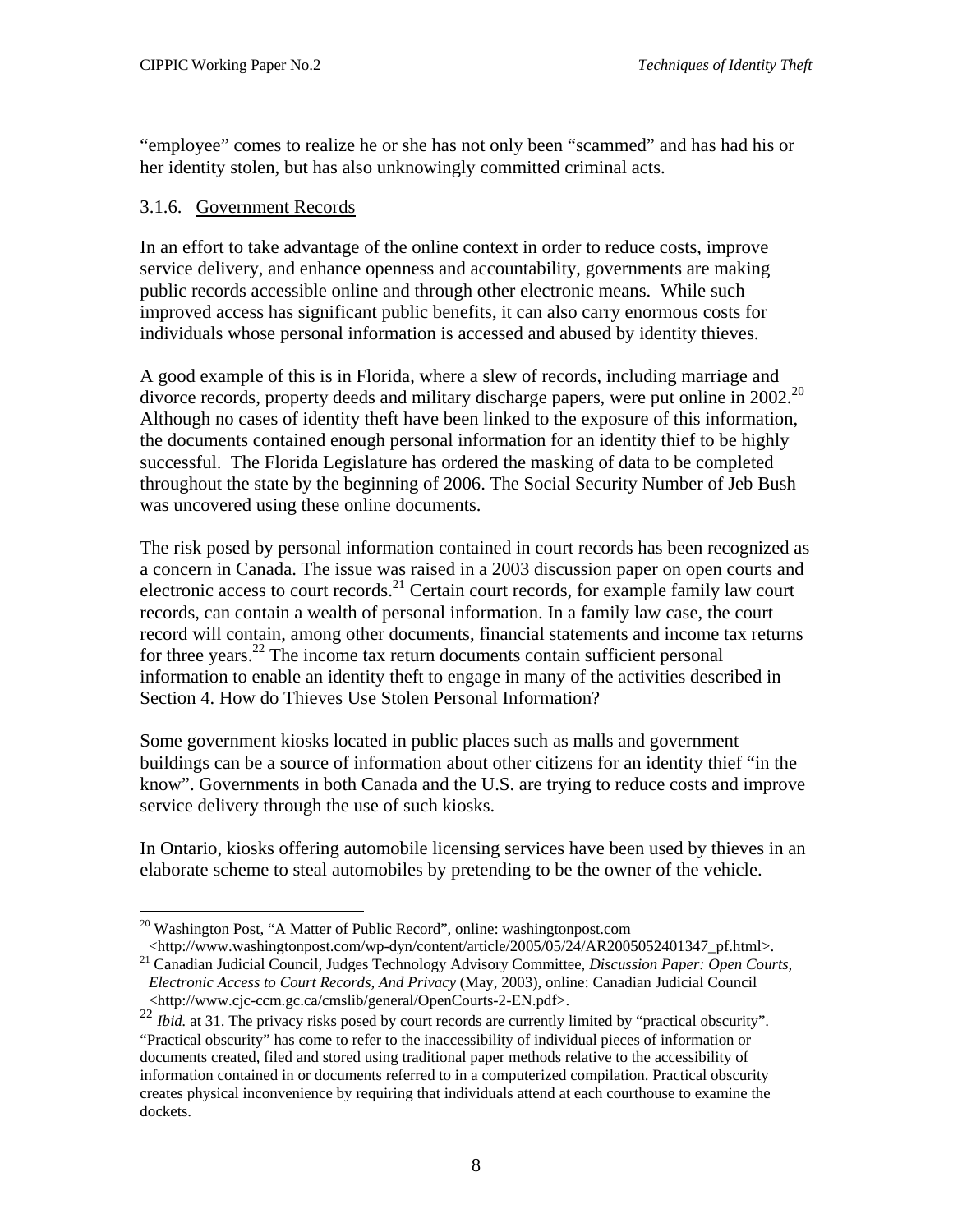"employee" comes to realize he or she has not only been "scammed" and has had his or her identity stolen, but has also unknowingly committed criminal acts.

### 3.1.6. Government Records

In an effort to take advantage of the online context in order to reduce costs, improve service delivery, and enhance openness and accountability, governments are making public records accessible online and through other electronic means. While such improved access has significant public benefits, it can also carry enormous costs for individuals whose personal information is accessed and abused by identity thieves.

A good example of this is in Florida, where a slew of records, including marriage and divorce records, property deeds and military discharge papers, were put online in 2002.[20] Although no cases of identity theft have been linked to the exposure of this information, the documents contained enough personal information for an identity thief to be highly successful. The Florida Legislature has ordered the masking of data to be completed throughout the state by the beginning of 2006. The Social Security Number of Jeb Bush was uncovered using these online documents.

The risk posed by personal information contained in court records has been recognized as a concern in Canada. The issue was raised in a 2003 discussion paper on open courts and electronic access to court records.[21] Certain court records, for example family law court records, can contain a wealth of personal information. In a family law case, the court record will contain, among other documents, financial statements and income tax returns for three years.[22] The income tax return documents contain sufficient personal information to enable an identity theft to engage in many of the activities described in Section 4. How do Thieves Use Stolen Personal Information?

Some government kiosks located in public places such as malls and government buildings can be a source of information about other citizens for an identity thief "in the know". Governments in both Canada and the U.S. are trying to reduce costs and improve service delivery through the use of such kiosks.

In Ontario, kiosks offering automobile licensing services have been used by thieves in an elaborate scheme to steal automobiles by pretending to be the owner of the vehicle.

---

[20] Washington Post, "A Matter of Public Record", online: washingtonpost.com <http://www.washingtonpost.com/wp-dyn/content/article/2005/05/24/AR2005052401347_pf.html>.

[21] Canadian Judicial Council, Judges Technology Advisory Committee, *Discussion Paper: Open Courts, Electronic Access to Court Records, And Privacy* (May, 2003), online: Canadian Judicial Council <http://www.cjc-ccm.gc.ca/cmslib/general/OpenCourts-2-EN.pdf>.

[22] *Ibid.* at 31. The privacy risks posed by court records are currently limited by "practical obscurity". "Practical obscurity" has come to refer to the inaccessibility of individual pieces of information or documents created, filed and stored using traditional paper methods relative to the accessibility of information contained in or documents referred to in a computerized compilation. Practical obscurity creates physical inconvenience by requiring that individuals attend at each courthouse to examine the dockets.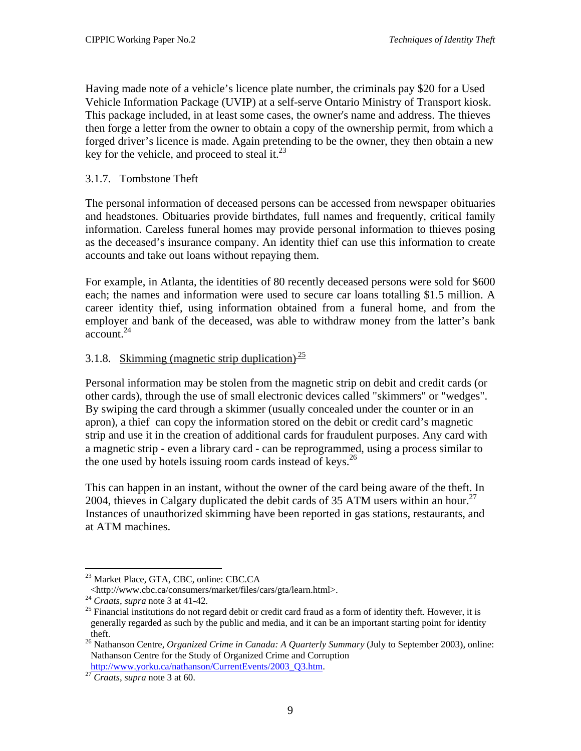Having made note of a vehicle's licence plate number, the criminals pay $20 for a Used Vehicle Information Package (UVIP) at a self-serve Ontario Ministry of Transport kiosk. This package included, in at least some cases, the owner's name and address. The thieves then forge a letter from the owner to obtain a copy of the ownership permit, from which a forged driver's licence is made. Again pretending to be the owner, they then obtain a new key for the vehicle, and proceed to steal it.[23]

### 3.1.7. Tombstone Theft

The personal information of deceased persons can be accessed from newspaper obituaries and headstones. Obituaries provide birthdates, full names and frequently, critical family information. Careless funeral homes may provide personal information to thieves posing as the deceased's insurance company. An identity thief can use this information to create accounts and take out loans without repaying them.

For example, in Atlanta, the identities of 80 recently deceased persons were sold for $600 each; the names and information were used to secure car loans totalling $1.5 million. A career identity thief, using information obtained from a funeral home, and from the employer and bank of the deceased, was able to withdraw money from the latter's bank account.[24]

### 3.1.8. Skimming (magnetic strip duplication)[25]

Personal information may be stolen from the magnetic strip on debit and credit cards (or other cards), through the use of small electronic devices called "skimmers" or "wedges". By swiping the card through a skimmer (usually concealed under the counter or in an apron), a thief can copy the information stored on the debit or credit card's magnetic strip and use it in the creation of additional cards for fraudulent purposes. Any card with a magnetic strip - even a library card - can be reprogrammed, using a process similar to the one used by hotels issuing room cards instead of keys.[26]

This can happen in an instant, without the owner of the card being aware of the theft. In 2004, thieves in Calgary duplicated the debit cards of 35 ATM users within an hour.[27] Instances of unauthorized skimming have been reported in gas stations, restaurants, and at ATM machines.

---

[23] Market Place, GTA, CBC, online: CBC.CA <http://www.cbc.ca/consumers/market/files/cars/gta/learn.html>.

[24] *Craats*, *supra* note 3 at 41-42.

[25] Financial institutions do not regard debit or credit card fraud as a form of identity theft. However, it is generally regarded as such by the public and media, and it can be an important starting point for identity theft.

[26] Nathanson Centre, *Organized Crime in Canada: A Quarterly Summary* (July to September 2003), online: Nathanson Centre for the Study of Organized Crime and Corruption http://www.yorku.ca/nathanson/CurrentEvents/2003_Q3.htm.

[27] *Craats*, *supra* note 3 at 60.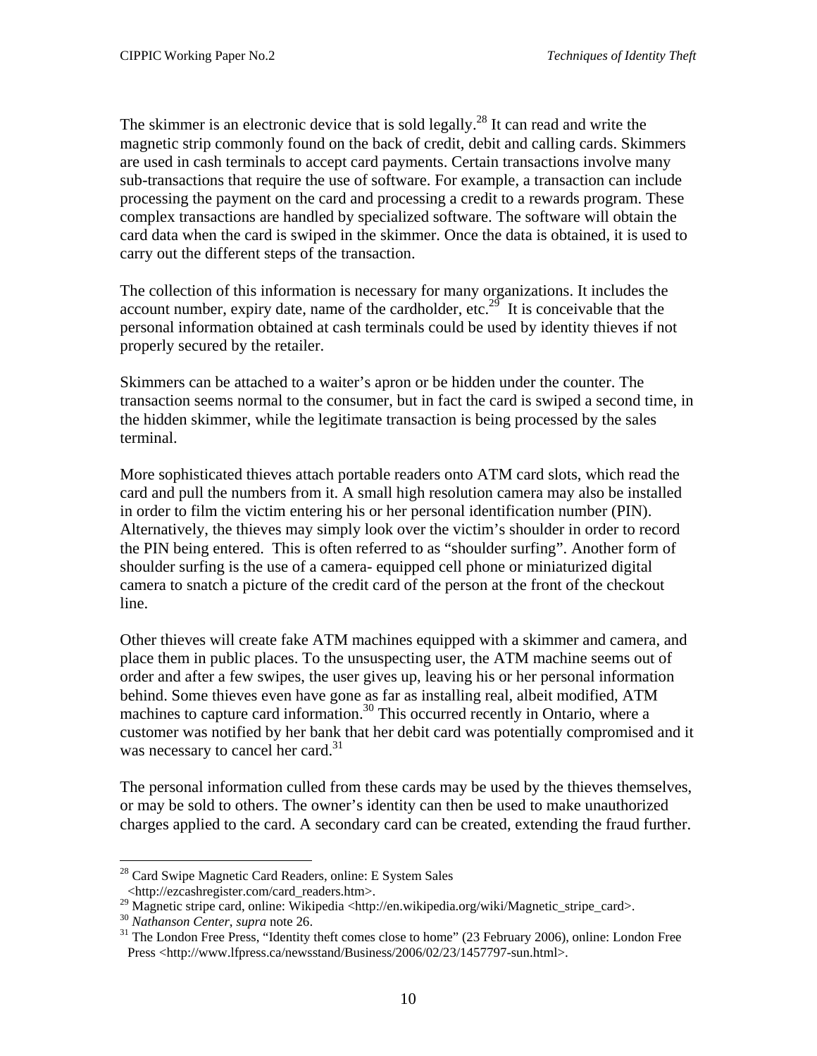The skimmer is an electronic device that is sold legally.[28] It can read and write the magnetic strip commonly found on the back of credit, debit and calling cards. Skimmers are used in cash terminals to accept card payments. Certain transactions involve many sub-transactions that require the use of software. For example, a transaction can include processing the payment on the card and processing a credit to a rewards program. These complex transactions are handled by specialized software. The software will obtain the card data when the card is swiped in the skimmer. Once the data is obtained, it is used to carry out the different steps of the transaction.

The collection of this information is necessary for many organizations. It includes the account number, expiry date, name of the cardholder, etc.[29] It is conceivable that the personal information obtained at cash terminals could be used by identity thieves if not properly secured by the retailer.

Skimmers can be attached to a waiter's apron or be hidden under the counter. The transaction seems normal to the consumer, but in fact the card is swiped a second time, in the hidden skimmer, while the legitimate transaction is being processed by the sales terminal.

More sophisticated thieves attach portable readers onto ATM card slots, which read the card and pull the numbers from it. A small high resolution camera may also be installed in order to film the victim entering his or her personal identification number (PIN). Alternatively, the thieves may simply look over the victim's shoulder in order to record the PIN being entered. This is often referred to as "shoulder surfing". Another form of shoulder surfing is the use of a camera- equipped cell phone or miniaturized digital camera to snatch a picture of the credit card of the person at the front of the checkout line.

Other thieves will create fake ATM machines equipped with a skimmer and camera, and place them in public places. To the unsuspecting user, the ATM machine seems out of order and after a few swipes, the user gives up, leaving his or her personal information behind. Some thieves even have gone as far as installing real, albeit modified, ATM machines to capture card information.[30] This occurred recently in Ontario, where a customer was notified by her bank that her debit card was potentially compromised and it was necessary to cancel her card.[31]

The personal information culled from these cards may be used by the thieves themselves, or may be sold to others. The owner's identity can then be used to make unauthorized charges applied to the card. A secondary card can be created, extending the fraud further.

---

[28] Card Swipe Magnetic Card Readers, online: E System Sales <http://ezcashregister.com/card_readers.htm>.

[29] Magnetic stripe card, online: Wikipedia <http://en.wikipedia.org/wiki/Magnetic_stripe_card>.

[30] *Nathanson Center*, *supra* note 26.

[31] The London Free Press, "Identity theft comes close to home" (23 February 2006), online: London Free Press <http://www.lfpress.ca/newsstand/Business/2006/02/23/1457797-sun.html>.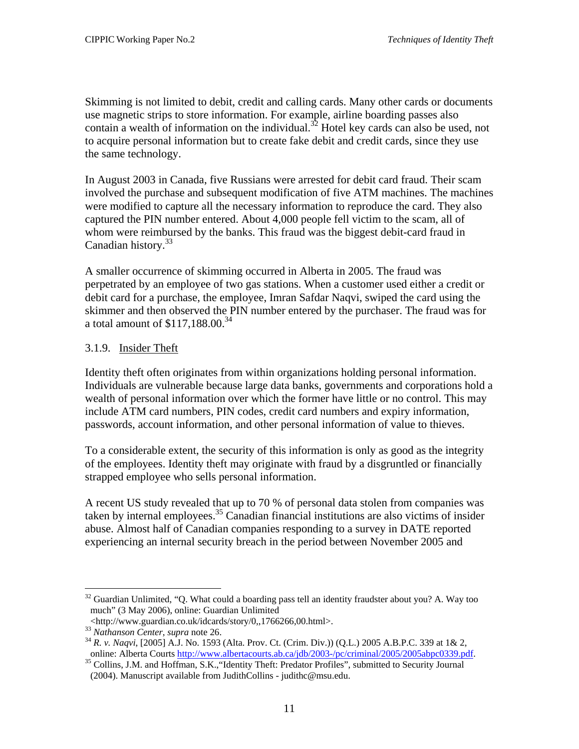Skimming is not limited to debit, credit and calling cards. Many other cards or documents use magnetic strips to store information. For example, airline boarding passes also contain a wealth of information on the individual.[32] Hotel key cards can also be used, not to acquire personal information but to create fake debit and credit cards, since they use the same technology.

In August 2003 in Canada, five Russians were arrested for debit card fraud. Their scam involved the purchase and subsequent modification of five ATM machines. The machines were modified to capture all the necessary information to reproduce the card. They also captured the PIN number entered. About 4,000 people fell victim to the scam, all of whom were reimbursed by the banks. This fraud was the biggest debit-card fraud in Canadian history.[33]

A smaller occurrence of skimming occurred in Alberta in 2005. The fraud was perpetrated by an employee of two gas stations. When a customer used either a credit or debit card for a purchase, the employee, Imran Safdar Naqvi, swiped the card using the skimmer and then observed the PIN number entered by the purchaser. The fraud was for a total amount of $117,188.00.[34]

### 3.1.9. Insider Theft

Identity theft often originates from within organizations holding personal information. Individuals are vulnerable because large data banks, governments and corporations hold a wealth of personal information over which the former have little or no control. This may include ATM card numbers, PIN codes, credit card numbers and expiry information, passwords, account information, and other personal information of value to thieves.

To a considerable extent, the security of this information is only as good as the integrity of the employees. Identity theft may originate with fraud by a disgruntled or financially strapped employee who sells personal information.

A recent US study revealed that up to 70 % of personal data stolen from companies was taken by internal employees.[35] Canadian financial institutions are also victims of insider abuse. Almost half of Canadian companies responding to a survey in DATE reported experiencing an internal security breach in the period between November 2005 and

---

[32] Guardian Unlimited, "Q. What could a boarding pass tell an identity fraudster about you? A. Way too much" (3 May 2006), online: Guardian Unlimited <http://www.guardian.co.uk/idcards/story/0,,1766266,00.html>.

[33] *Nathanson Center*, *supra* note 26.

[34] *R. v. Naqvi*, [2005] A.J. No. 1593 (Alta. Prov. Ct. (Crim. Div.)) (Q.L.) 2005 A.B.P.C. 339 at 1& 2, online: Alberta Courts http://www.albertacourts.ab.ca/jdb/2003-/pc/criminal/2005/2005abpc0339.pdf.

[35] Collins, J.M. and Hoffman, S.K.,"Identity Theft: Predator Profiles", submitted to Security Journal (2004). Manuscript available from JudithCollins - judithc@msu.edu.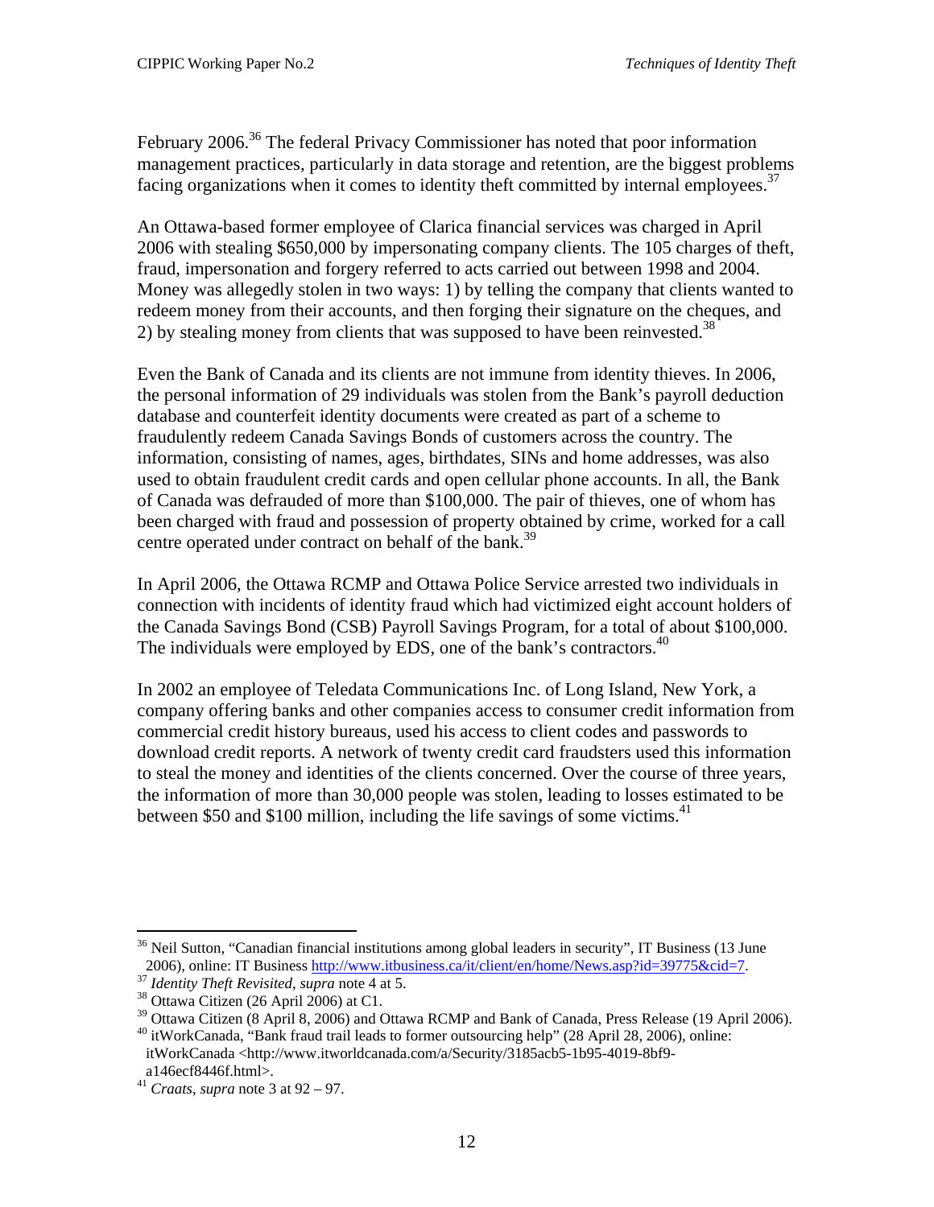February 2006.[36] The federal Privacy Commissioner has noted that poor information management practices, particularly in data storage and retention, are the biggest problems facing organizations when it comes to identity theft committed by internal employees.[37]

An Ottawa-based former employee of Clarica financial services was charged in April 2006 with stealing $650,000 by impersonating company clients. The 105 charges of theft, fraud, impersonation and forgery referred to acts carried out between 1998 and 2004. Money was allegedly stolen in two ways: 1) by telling the company that clients wanted to redeem money from their accounts, and then forging their signature on the cheques, and 2) by stealing money from clients that was supposed to have been reinvested.[38]

Even the Bank of Canada and its clients are not immune from identity thieves. In 2006, the personal information of 29 individuals was stolen from the Bank's payroll deduction database and counterfeit identity documents were created as part of a scheme to fraudulently redeem Canada Savings Bonds of customers across the country. The information, consisting of names, ages, birthdates, SINs and home addresses, was also used to obtain fraudulent credit cards and open cellular phone accounts. In all, the Bank of Canada was defrauded of more than $100,000. The pair of thieves, one of whom has been charged with fraud and possession of property obtained by crime, worked for a call centre operated under contract on behalf of the bank.[39]

In April 2006, the Ottawa RCMP and Ottawa Police Service arrested two individuals in connection with incidents of identity fraud which had victimized eight account holders of the Canada Savings Bond (CSB) Payroll Savings Program, for a total of about $100,000. The individuals were employed by EDS, one of the bank's contractors.[40]

In 2002 an employee of Teledata Communications Inc. of Long Island, New York, a company offering banks and other companies access to consumer credit information from commercial credit history bureaus, used his access to client codes and passwords to download credit reports. A network of twenty credit card fraudsters used this information to steal the money and identities of the clients concerned. Over the course of three years, the information of more than 30,000 people was stolen, leading to losses estimated to be between $50 and $100 million, including the life savings of some victims.[41]

---

[36] Neil Sutton, "Canadian financial institutions among global leaders in security", IT Business (13 June 2006), online: IT Business http://www.itbusiness.ca/it/client/en/home/News.asp?id=39775&cid=7.

[37] *Identity Theft Revisited*, *supra* note 4 at 5.

[38] Ottawa Citizen (26 April 2006) at C1.

[39] Ottawa Citizen (8 April 8, 2006) and Ottawa RCMP and Bank of Canada, Press Release (19 April 2006).

[40] itWorkCanada, "Bank fraud trail leads to former outsourcing help" (28 April 28, 2006), online: itWorkCanada <http://www.itworldcanada.com/a/Security/3185acb5-1b95-4019-8bf9-a146ecf8446f.html>.

[41] *Craats*, *supra* note 3 at 92 – 97.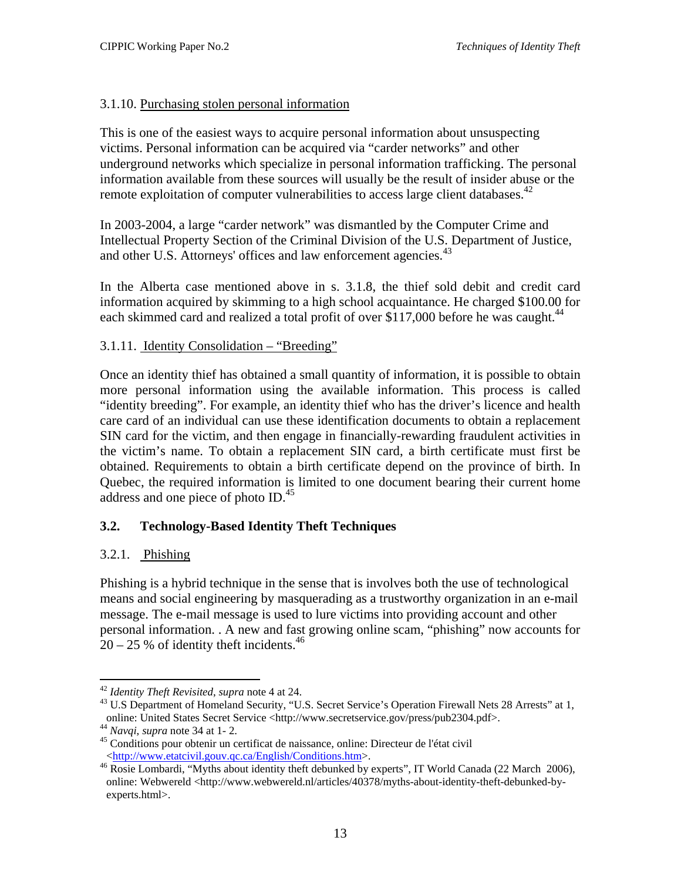### 3.1.10. Purchasing stolen personal information

This is one of the easiest ways to acquire personal information about unsuspecting victims. Personal information can be acquired via "carder networks" and other underground networks which specialize in personal information trafficking. The personal information available from these sources will usually be the result of insider abuse or the remote exploitation of computer vulnerabilities to access large client databases.[42]

In 2003-2004, a large "carder network" was dismantled by the Computer Crime and Intellectual Property Section of the Criminal Division of the U.S. Department of Justice, and other U.S. Attorneys' offices and law enforcement agencies.[43]

In the Alberta case mentioned above in s. 3.1.8, the thief sold debit and credit card information acquired by skimming to a high school acquaintance. He charged $100.00 for each skimmed card and realized a total profit of over $117,000 before he was caught.[44]

### 3.1.11. Identity Consolidation – "Breeding"

Once an identity thief has obtained a small quantity of information, it is possible to obtain more personal information using the available information. This process is called "identity breeding". For example, an identity thief who has the driver's licence and health care card of an individual can use these identification documents to obtain a replacement SIN card for the victim, and then engage in financially-rewarding fraudulent activities in the victim's name. To obtain a replacement SIN card, a birth certificate must first be obtained. Requirements to obtain a birth certificate depend on the province of birth. In Quebec, the required information is limited to one document bearing their current home address and one piece of photo ID.[45]

## 3.2. Technology-Based Identity Theft Techniques

### 3.2.1. Phishing

Phishing is a hybrid technique in the sense that is involves both the use of technological means and social engineering by masquerading as a trustworthy organization in an e-mail message. The e-mail message is used to lure victims into providing account and other personal information. . A new and fast growing online scam, "phishing" now accounts for 20 – 25 % of identity theft incidents.[46]

---

[42] *Identity Theft Revisited*, *supra* note 4 at 24.

[43] U.S Department of Homeland Security, "U.S. Secret Service's Operation Firewall Nets 28 Arrests" at 1, online: United States Secret Service <http://www.secretservice.gov/press/pub2304.pdf>.

[44] *Navqi*, *supra* note 34 at 1- 2.

[45] Conditions pour obtenir un certificat de naissance, online: Directeur de l'état civil <http://www.etatcivil.gouv.qc.ca/English/Conditions.htm>.

[46] Rosie Lombardi, "Myths about identity theft debunked by experts", IT World Canada (22 March 2006), online: Webwereld <http://www.webwereld.nl/articles/40378/myths-about-identity-theft-debunked-by-experts.html>.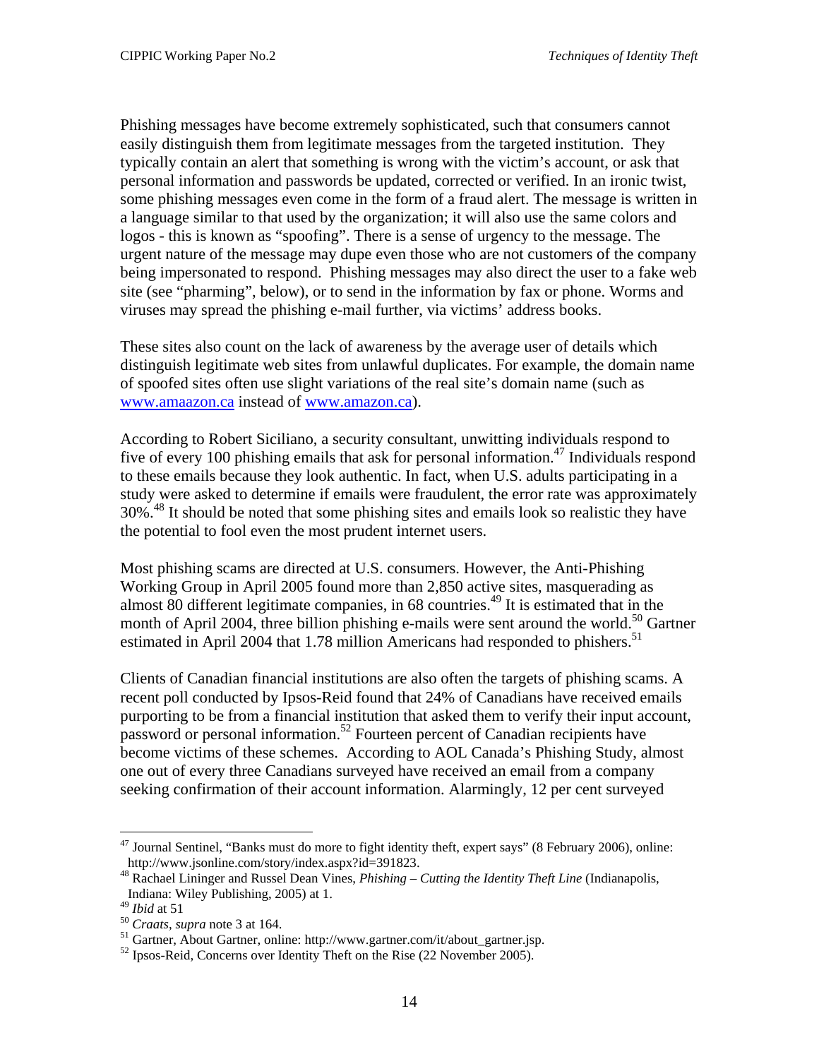Phishing messages have become extremely sophisticated, such that consumers cannot easily distinguish them from legitimate messages from the targeted institution. They typically contain an alert that something is wrong with the victim's account, or ask that personal information and passwords be updated, corrected or verified. In an ironic twist, some phishing messages even come in the form of a fraud alert. The message is written in a language similar to that used by the organization; it will also use the same colors and logos - this is known as "spoofing". There is a sense of urgency to the message. The urgent nature of the message may dupe even those who are not customers of the company being impersonated to respond. Phishing messages may also direct the user to a fake web site (see "pharming", below), or to send in the information by fax or phone. Worms and viruses may spread the phishing e-mail further, via victims' address books.

These sites also count on the lack of awareness by the average user of details which distinguish legitimate web sites from unlawful duplicates. For example, the domain name of spoofed sites often use slight variations of the real site's domain name (such as www.amaazon.ca instead of www.amazon.ca).

According to Robert Siciliano, a security consultant, unwitting individuals respond to five of every 100 phishing emails that ask for personal information.[47] Individuals respond to these emails because they look authentic. In fact, when U.S. adults participating in a study were asked to determine if emails were fraudulent, the error rate was approximately 30%.[48] It should be noted that some phishing sites and emails look so realistic they have the potential to fool even the most prudent internet users.

Most phishing scams are directed at U.S. consumers. However, the Anti-Phishing Working Group in April 2005 found more than 2,850 active sites, masquerading as almost 80 different legitimate companies, in 68 countries.[49] It is estimated that in the month of April 2004, three billion phishing e-mails were sent around the world.[50] Gartner estimated in April 2004 that 1.78 million Americans had responded to phishers.[51]

Clients of Canadian financial institutions are also often the targets of phishing scams. A recent poll conducted by Ipsos-Reid found that 24% of Canadians have received emails purporting to be from a financial institution that asked them to verify their input account, password or personal information.[52] Fourteen percent of Canadian recipients have become victims of these schemes. According to AOL Canada's Phishing Study, almost one out of every three Canadians surveyed have received an email from a company seeking confirmation of their account information. Alarmingly, 12 per cent surveyed

---

[47] Journal Sentinel, "Banks must do more to fight identity theft, expert says" (8 February 2006), online: http://www.jsonline.com/story/index.aspx?id=391823.

[48] Rachael Lininger and Russel Dean Vines, *Phishing – Cutting the Identity Theft Line* (Indianapolis, Indiana: Wiley Publishing, 2005) at 1.

[49] *Ibid* at 51

[50] *Craats*, *supra* note 3 at 164.

[51] Gartner, About Gartner, online: http://www.gartner.com/it/about_gartner.jsp.

[52] Ipsos-Reid, Concerns over Identity Theft on the Rise (22 November 2005).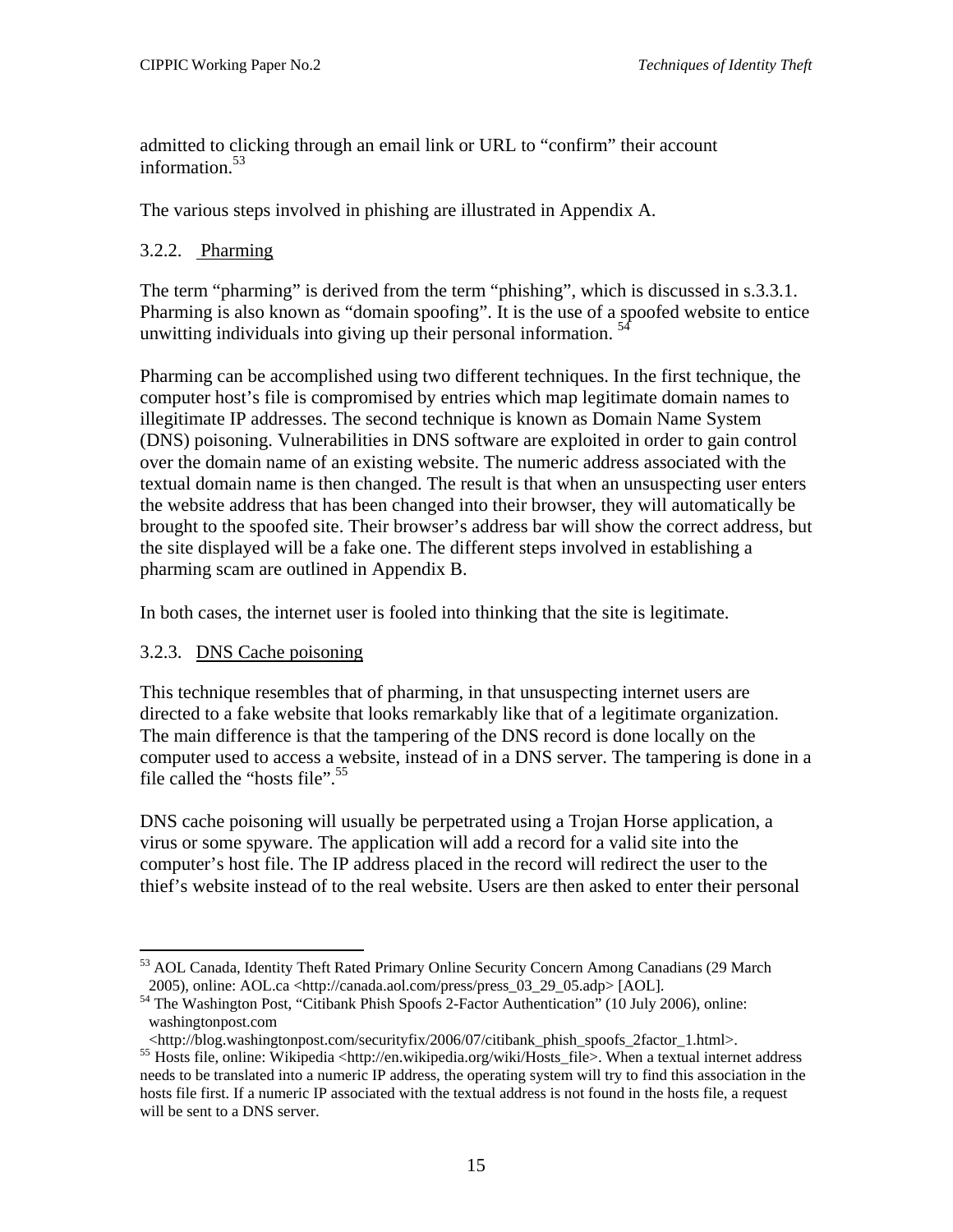admitted to clicking through an email link or URL to "confirm" their account information.[53]

The various steps involved in phishing are illustrated in Appendix A.

### 3.2.2. Pharming

The term "pharming" is derived from the term "phishing", which is discussed in s.3.3.1. Pharming is also known as "domain spoofing". It is the use of a spoofed website to entice unwitting individuals into giving up their personal information. [54]

Pharming can be accomplished using two different techniques. In the first technique, the computer host's file is compromised by entries which map legitimate domain names to illegitimate IP addresses. The second technique is known as Domain Name System (DNS) poisoning. Vulnerabilities in DNS software are exploited in order to gain control over the domain name of an existing website. The numeric address associated with the textual domain name is then changed. The result is that when an unsuspecting user enters the website address that has been changed into their browser, they will automatically be brought to the spoofed site. Their browser's address bar will show the correct address, but the site displayed will be a fake one. The different steps involved in establishing a pharming scam are outlined in Appendix B.

In both cases, the internet user is fooled into thinking that the site is legitimate.

### 3.2.3. DNS Cache poisoning

This technique resembles that of pharming, in that unsuspecting internet users are directed to a fake website that looks remarkably like that of a legitimate organization. The main difference is that the tampering of the DNS record is done locally on the computer used to access a website, instead of in a DNS server. The tampering is done in a file called the "hosts file".[55]

DNS cache poisoning will usually be perpetrated using a Trojan Horse application, a virus or some spyware. The application will add a record for a valid site into the computer's host file. The IP address placed in the record will redirect the user to the thief's website instead of to the real website. Users are then asked to enter their personal

---

[53] AOL Canada, Identity Theft Rated Primary Online Security Concern Among Canadians (29 March 2005), online: AOL.ca <http://canada.aol.com/press/press_03_29_05.adp> [AOL].

[54] The Washington Post, "Citibank Phish Spoofs 2-Factor Authentication" (10 July 2006), online: washingtonpost.com <http://blog.washingtonpost.com/securityfix/2006/07/citibank_phish_spoofs_2factor_1.html>.

[55] Hosts file, online: Wikipedia <http://en.wikipedia.org/wiki/Hosts_file>. When a textual internet address needs to be translated into a numeric IP address, the operating system will try to find this association in the hosts file first. If a numeric IP associated with the textual address is not found in the hosts file, a request will be sent to a DNS server.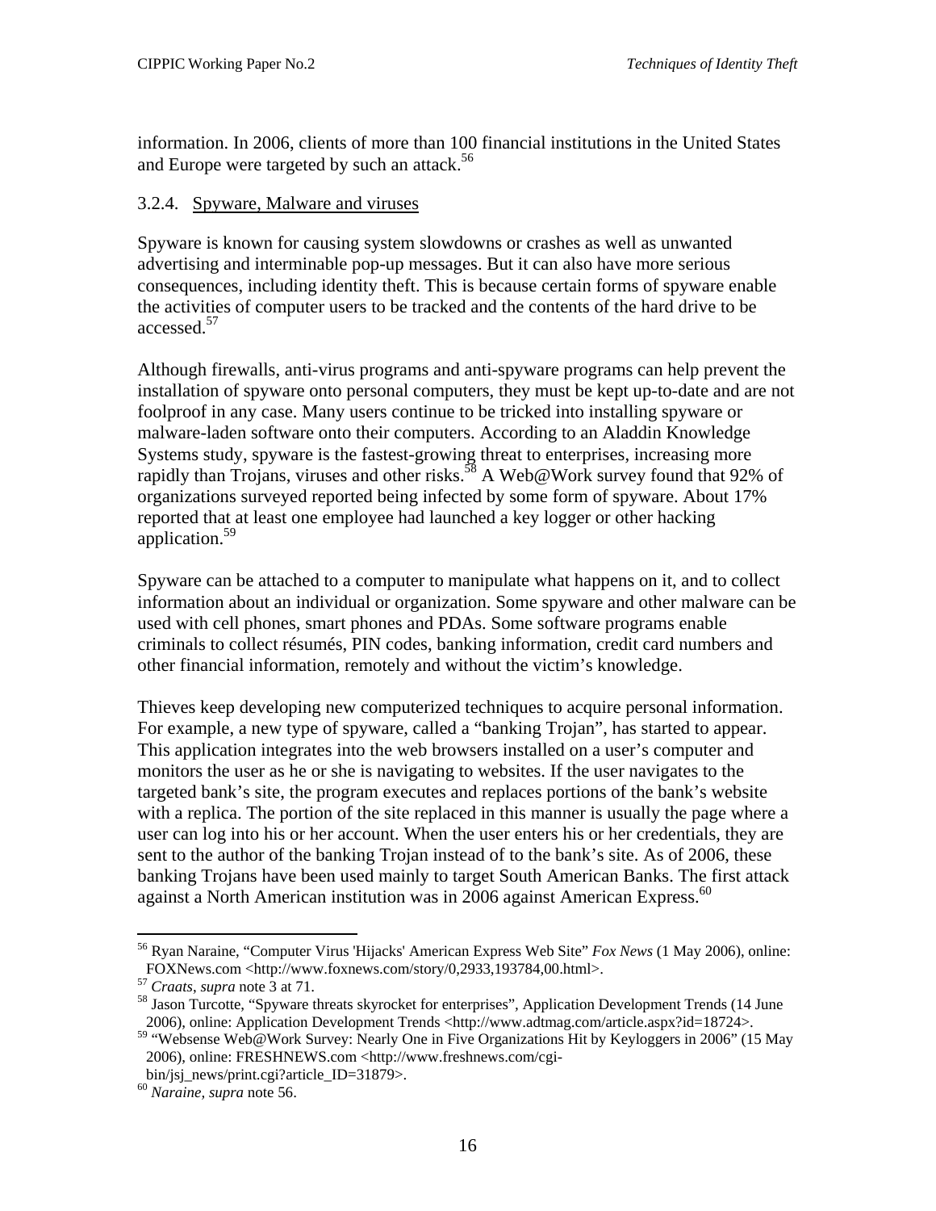information. In 2006, clients of more than 100 financial institutions in the United States and Europe were targeted by such an attack.[56]

### 3.2.4. Spyware, Malware and viruses

Spyware is known for causing system slowdowns or crashes as well as unwanted advertising and interminable pop-up messages. But it can also have more serious consequences, including identity theft. This is because certain forms of spyware enable the activities of computer users to be tracked and the contents of the hard drive to be accessed.[57]

Although firewalls, anti-virus programs and anti-spyware programs can help prevent the installation of spyware onto personal computers, they must be kept up-to-date and are not foolproof in any case. Many users continue to be tricked into installing spyware or malware-laden software onto their computers. According to an Aladdin Knowledge Systems study, spyware is the fastest-growing threat to enterprises, increasing more rapidly than Trojans, viruses and other risks.[58] A Web@Work survey found that 92% of organizations surveyed reported being infected by some form of spyware. About 17% reported that at least one employee had launched a key logger or other hacking application.[59]

Spyware can be attached to a computer to manipulate what happens on it, and to collect information about an individual or organization. Some spyware and other malware can be used with cell phones, smart phones and PDAs. Some software programs enable criminals to collect résumés, PIN codes, banking information, credit card numbers and other financial information, remotely and without the victim's knowledge.

Thieves keep developing new computerized techniques to acquire personal information. For example, a new type of spyware, called a "banking Trojan", has started to appear. This application integrates into the web browsers installed on a user's computer and monitors the user as he or she is navigating to websites. If the user navigates to the targeted bank's site, the program executes and replaces portions of the bank's website with a replica. The portion of the site replaced in this manner is usually the page where a user can log into his or her account. When the user enters his or her credentials, they are sent to the author of the banking Trojan instead of to the bank's site. As of 2006, these banking Trojans have been used mainly to target South American Banks. The first attack against a North American institution was in 2006 against American Express.[60]

---

[56] Ryan Naraine, "Computer Virus 'Hijacks' American Express Web Site" *Fox News* (1 May 2006), online: FOXNews.com <http://www.foxnews.com/story/0,2933,193784,00.html>.

[57] *Craats*, *supra* note 3 at 71.

[58] Jason Turcotte, "Spyware threats skyrocket for enterprises", Application Development Trends (14 June 2006), online: Application Development Trends <http://www.adtmag.com/article.aspx?id=18724>.

[59] "Websense Web@Work Survey: Nearly One in Five Organizations Hit by Keyloggers in 2006" (15 May 2006), online: FRESHNEWS.com <http://www.freshnews.com/cgi-bin/jsj_news/print.cgi?article_ID=31879>.

[60] *Naraine*, *supra* note 56.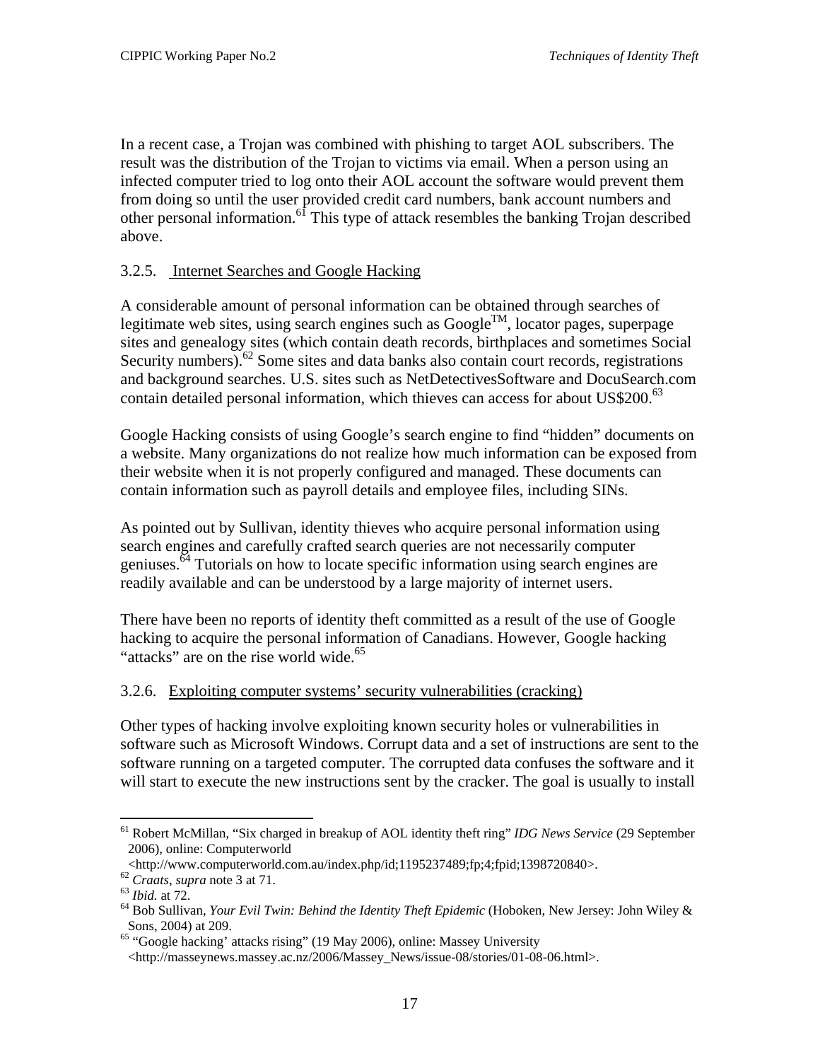In a recent case, a Trojan was combined with phishing to target AOL subscribers. The result was the distribution of the Trojan to victims via email. When a person using an infected computer tried to log onto their AOL account the software would prevent them from doing so until the user provided credit card numbers, bank account numbers and other personal information.[61] This type of attack resembles the banking Trojan described above.

### 3.2.5. Internet Searches and Google Hacking

A considerable amount of personal information can be obtained through searches of legitimate web sites, using search engines such as Google™, locator pages, superpage sites and genealogy sites (which contain death records, birthplaces and sometimes Social Security numbers).[62] Some sites and data banks also contain court records, registrations and background searches. U.S. sites such as NetDetectivesSoftware and DocuSearch.com contain detailed personal information, which thieves can access for about US$200.[63]

Google Hacking consists of using Google's search engine to find "hidden" documents on a website. Many organizations do not realize how much information can be exposed from their website when it is not properly configured and managed. These documents can contain information such as payroll details and employee files, including SINs.

As pointed out by Sullivan, identity thieves who acquire personal information using search engines and carefully crafted search queries are not necessarily computer geniuses.[64] Tutorials on how to locate specific information using search engines are readily available and can be understood by a large majority of internet users.

There have been no reports of identity theft committed as a result of the use of Google hacking to acquire the personal information of Canadians. However, Google hacking "attacks" are on the rise world wide.[65]

### 3.2.6. Exploiting computer systems' security vulnerabilities (cracking)

Other types of hacking involve exploiting known security holes or vulnerabilities in software such as Microsoft Windows. Corrupt data and a set of instructions are sent to the software running on a targeted computer. The corrupted data confuses the software and it will start to execute the new instructions sent by the cracker. The goal is usually to install

---

[61] Robert McMillan, "Six charged in breakup of AOL identity theft ring" *IDG News Service* (29 September 2006), online: Computerworld <http://www.computerworld.com.au/index.php/id;1195237489;fp;4;fpid;1398720840>.

[62] *Craats*, *supra* note 3 at 71.

[63] *Ibid.* at 72.

[64] Bob Sullivan, *Your Evil Twin: Behind the Identity Theft Epidemic* (Hoboken, New Jersey: John Wiley & Sons, 2004) at 209.

[65] "Google hacking' attacks rising" (19 May 2006), online: Massey University <http://masseynews.massey.ac.nz/2006/Massey_News/issue-08/stories/01-08-06.html>.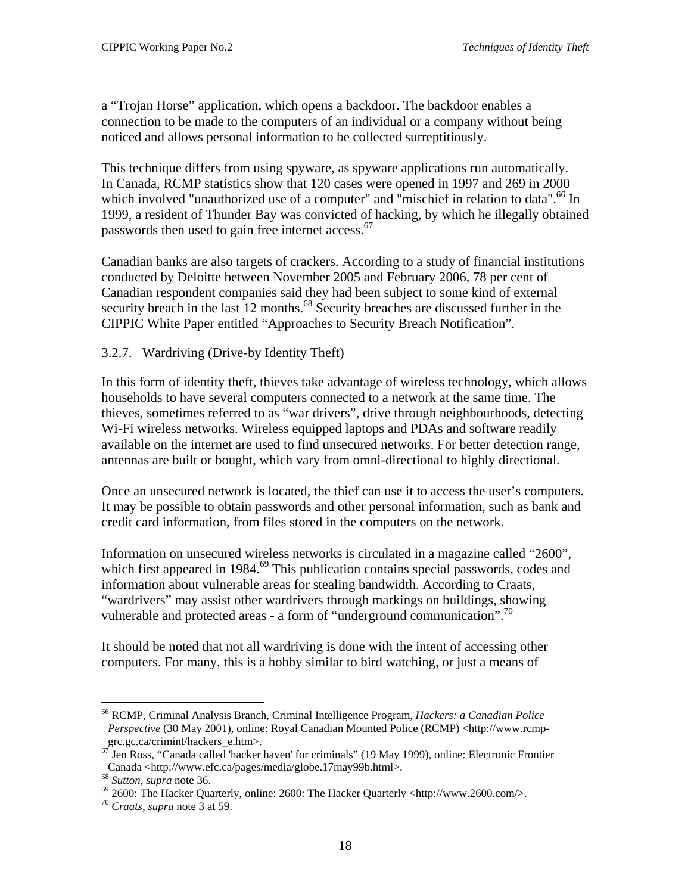a "Trojan Horse" application, which opens a backdoor. The backdoor enables a connection to be made to the computers of an individual or a company without being noticed and allows personal information to be collected surreptitiously.

This technique differs from using spyware, as spyware applications run automatically. In Canada, RCMP statistics show that 120 cases were opened in 1997 and 269 in 2000 which involved "unauthorized use of a computer" and "mischief in relation to data".[66] In 1999, a resident of Thunder Bay was convicted of hacking, by which he illegally obtained passwords then used to gain free internet access.[67]

Canadian banks are also targets of crackers. According to a study of financial institutions conducted by Deloitte between November 2005 and February 2006, 78 per cent of Canadian respondent companies said they had been subject to some kind of external security breach in the last 12 months.[68] Security breaches are discussed further in the CIPPIC White Paper entitled "Approaches to Security Breach Notification".

### 3.2.7. Wardriving (Drive-by Identity Theft)

In this form of identity theft, thieves take advantage of wireless technology, which allows households to have several computers connected to a network at the same time. The thieves, sometimes referred to as "war drivers", drive through neighbourhoods, detecting Wi-Fi wireless networks. Wireless equipped laptops and PDAs and software readily available on the internet are used to find unsecured networks. For better detection range, antennas are built or bought, which vary from omni-directional to highly directional.

Once an unsecured network is located, the thief can use it to access the user's computers. It may be possible to obtain passwords and other personal information, such as bank and credit card information, from files stored in the computers on the network.

Information on unsecured wireless networks is circulated in a magazine called "2600", which first appeared in 1984.[69] This publication contains special passwords, codes and information about vulnerable areas for stealing bandwidth. According to Craats, "wardrivers" may assist other wardrivers through markings on buildings, showing vulnerable and protected areas - a form of "underground communication".[70]

It should be noted that not all wardriving is done with the intent of accessing other computers. For many, this is a hobby similar to bird watching, or just a means of

---

[66] RCMP, Criminal Analysis Branch, Criminal Intelligence Program, *Hackers: a Canadian Police Perspective* (30 May 2001), online: Royal Canadian Mounted Police (RCMP) <http://www.rcmp-grc.gc.ca/crimint/hackers_e.htm>.

[67] Jen Ross, "Canada called 'hacker haven' for criminals" (19 May 1999), online: Electronic Frontier Canada <http://www.efc.ca/pages/media/globe.17may99b.html>.

[68] *Sutton*, *supra* note 36.

[69] 2600: The Hacker Quarterly, online: 2600: The Hacker Quarterly <http://www.2600.com/>.

[70] *Craats*, *supra* note 3 at 59.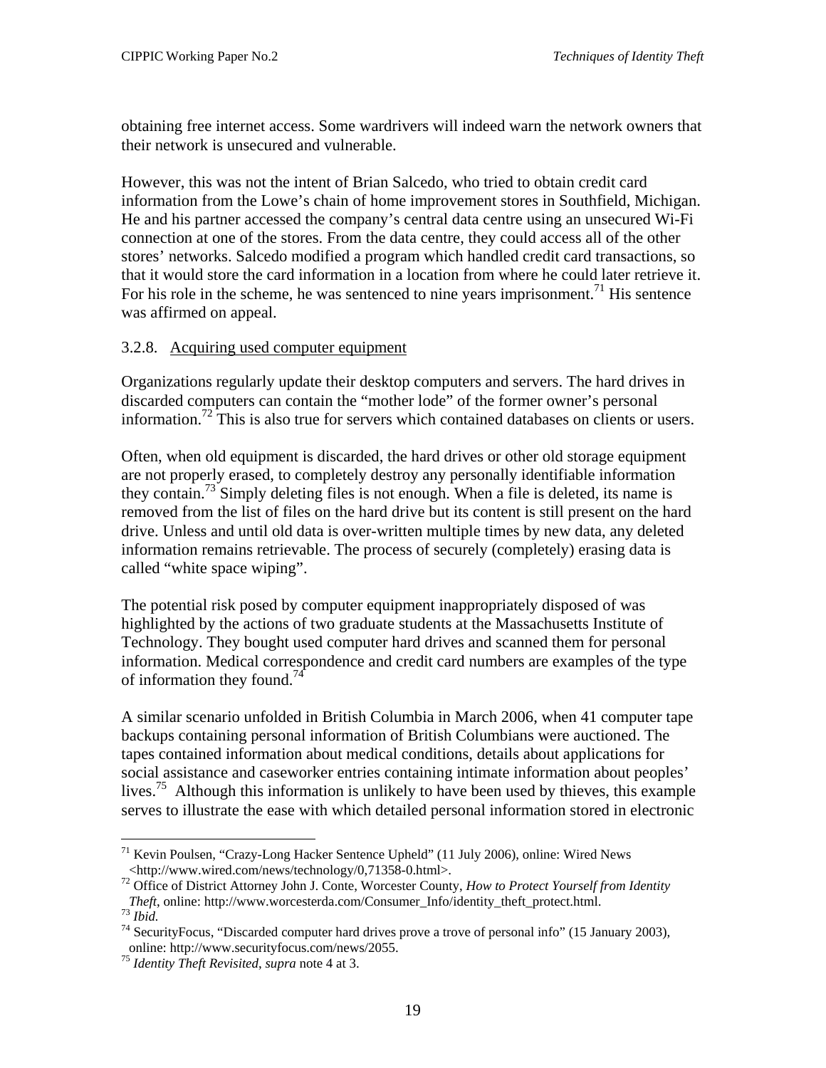obtaining free internet access. Some wardrivers will indeed warn the network owners that their network is unsecured and vulnerable.

However, this was not the intent of Brian Salcedo, who tried to obtain credit card information from the Lowe's chain of home improvement stores in Southfield, Michigan. He and his partner accessed the company's central data centre using an unsecured Wi-Fi connection at one of the stores. From the data centre, they could access all of the other stores' networks. Salcedo modified a program which handled credit card transactions, so that it would store the card information in a location from where he could later retrieve it. For his role in the scheme, he was sentenced to nine years imprisonment.[71] His sentence was affirmed on appeal.

### 3.2.8. Acquiring used computer equipment

Organizations regularly update their desktop computers and servers. The hard drives in discarded computers can contain the "mother lode" of the former owner's personal information.[72] This is also true for servers which contained databases on clients or users.

Often, when old equipment is discarded, the hard drives or other old storage equipment are not properly erased, to completely destroy any personally identifiable information they contain.[73] Simply deleting files is not enough. When a file is deleted, its name is removed from the list of files on the hard drive but its content is still present on the hard drive. Unless and until old data is over-written multiple times by new data, any deleted information remains retrievable. The process of securely (completely) erasing data is called "white space wiping".

The potential risk posed by computer equipment inappropriately disposed of was highlighted by the actions of two graduate students at the Massachusetts Institute of Technology. They bought used computer hard drives and scanned them for personal information. Medical correspondence and credit card numbers are examples of the type of information they found.[74]

A similar scenario unfolded in British Columbia in March 2006, when 41 computer tape backups containing personal information of British Columbians were auctioned. The tapes contained information about medical conditions, details about applications for social assistance and caseworker entries containing intimate information about peoples' lives.[75] Although this information is unlikely to have been used by thieves, this example serves to illustrate the ease with which detailed personal information stored in electronic

---

[71] Kevin Poulsen, "Crazy-Long Hacker Sentence Upheld" (11 July 2006), online: Wired News <http://www.wired.com/news/technology/0,71358-0.html>.

[72] Office of District Attorney John J. Conte, Worcester County, *How to Protect Yourself from Identity Theft*, online: http://www.worcesterda.com/Consumer_Info/identity_theft_protect.html.

[73] *Ibid.*

[74] SecurityFocus, "Discarded computer hard drives prove a trove of personal info" (15 January 2003), online: http://www.securityfocus.com/news/2055.

[75] *Identity Theft Revisited*, *supra* note 4 at 3.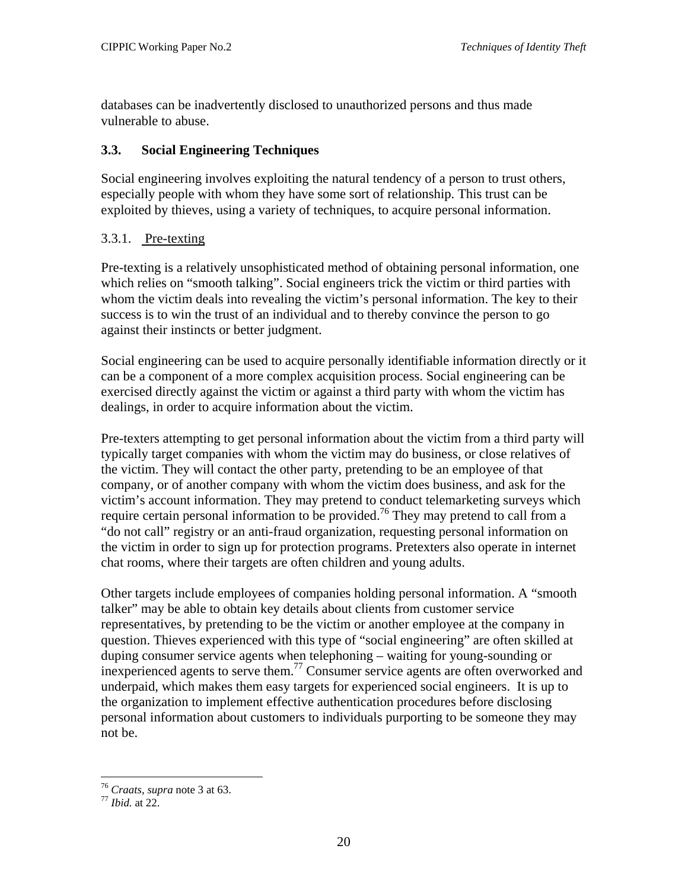databases can be inadvertently disclosed to unauthorized persons and thus made vulnerable to abuse.

### 3.3. Social Engineering Techniques

Social engineering involves exploiting the natural tendency of a person to trust others, especially people with whom they have some sort of relationship. This trust can be exploited by thieves, using a variety of techniques, to acquire personal information.

#### 3.3.1. Pre-texting

Pre-texting is a relatively unsophisticated method of obtaining personal information, one which relies on "smooth talking". Social engineers trick the victim or third parties with whom the victim deals into revealing the victim's personal information. The key to their success is to win the trust of an individual and to thereby convince the person to go against their instincts or better judgment.

Social engineering can be used to acquire personally identifiable information directly or it can be a component of a more complex acquisition process. Social engineering can be exercised directly against the victim or against a third party with whom the victim has dealings, in order to acquire information about the victim.

Pre-texters attempting to get personal information about the victim from a third party will typically target companies with whom the victim may do business, or close relatives of the victim. They will contact the other party, pretending to be an employee of that company, or of another company with whom the victim does business, and ask for the victim's account information. They may pretend to conduct telemarketing surveys which require certain personal information to be provided.[76] They may pretend to call from a "do not call" registry or an anti-fraud organization, requesting personal information on the victim in order to sign up for protection programs. Pretexters also operate in internet chat rooms, where their targets are often children and young adults.

Other targets include employees of companies holding personal information. A "smooth talker" may be able to obtain key details about clients from customer service representatives, by pretending to be the victim or another employee at the company in question. Thieves experienced with this type of "social engineering" are often skilled at duping consumer service agents when telephoning – waiting for young-sounding or inexperienced agents to serve them.[77] Consumer service agents are often overworked and underpaid, which makes them easy targets for experienced social engineers. It is up to the organization to implement effective authentication procedures before disclosing personal information about customers to individuals purporting to be someone they may not be.

---

[76] *Craats*, *supra* note 3 at 63.
[77] *Ibid.* at 22.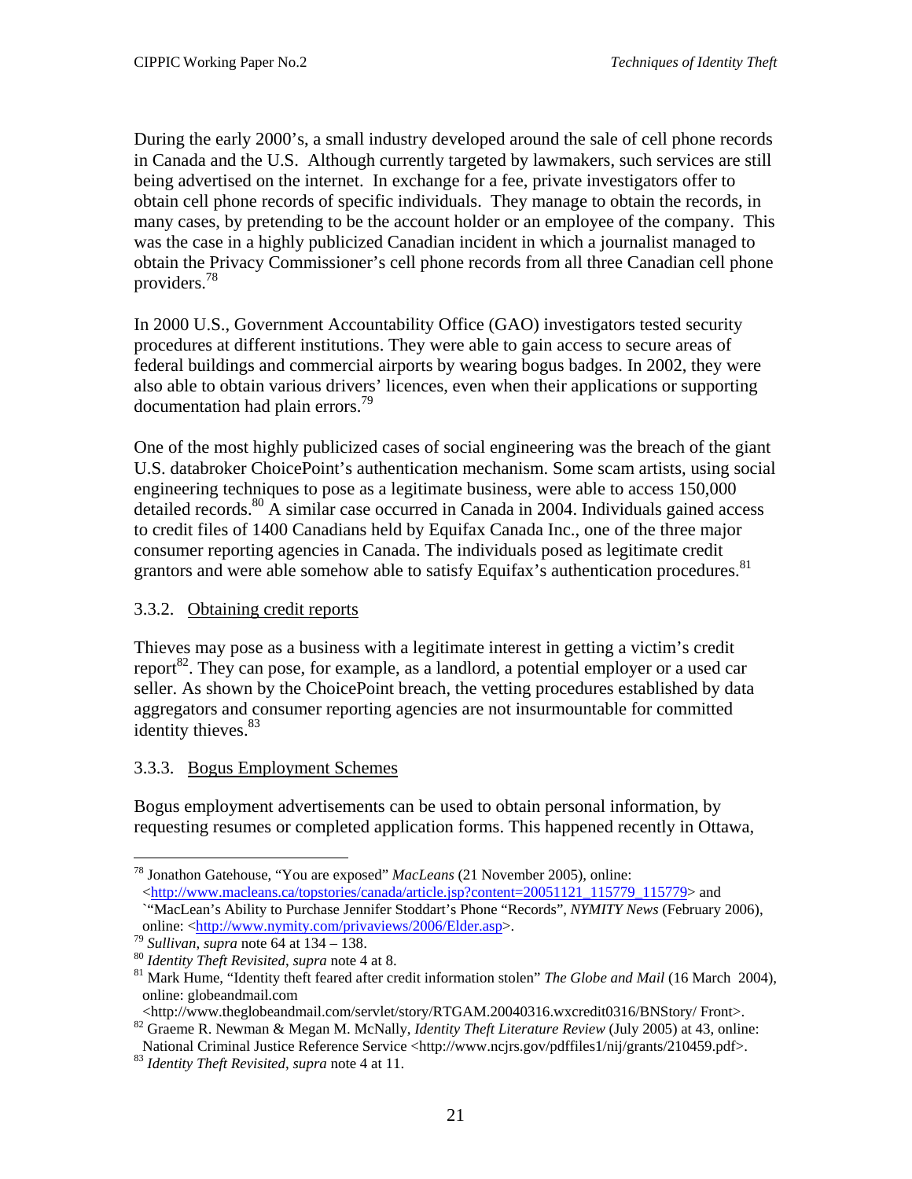During the early 2000's, a small industry developed around the sale of cell phone records in Canada and the U.S. Although currently targeted by lawmakers, such services are still being advertised on the internet. In exchange for a fee, private investigators offer to obtain cell phone records of specific individuals. They manage to obtain the records, in many cases, by pretending to be the account holder or an employee of the company. This was the case in a highly publicized Canadian incident in which a journalist managed to obtain the Privacy Commissioner's cell phone records from all three Canadian cell phone providers.[78]

In 2000 U.S., Government Accountability Office (GAO) investigators tested security procedures at different institutions. They were able to gain access to secure areas of federal buildings and commercial airports by wearing bogus badges. In 2002, they were also able to obtain various drivers' licences, even when their applications or supporting documentation had plain errors.[79]

One of the most highly publicized cases of social engineering was the breach of the giant U.S. databroker ChoicePoint's authentication mechanism. Some scam artists, using social engineering techniques to pose as a legitimate business, were able to access 150,000 detailed records.[80] A similar case occurred in Canada in 2004. Individuals gained access to credit files of 1400 Canadians held by Equifax Canada Inc., one of the three major consumer reporting agencies in Canada. The individuals posed as legitimate credit grantors and were able somehow able to satisfy Equifax's authentication procedures.[81]

### 3.3.2. Obtaining credit reports

Thieves may pose as a business with a legitimate interest in getting a victim's credit report[82]. They can pose, for example, as a landlord, a potential employer or a used car seller. As shown by the ChoicePoint breach, the vetting procedures established by data aggregators and consumer reporting agencies are not insurmountable for committed identity thieves.[83]

### 3.3.3. Bogus Employment Schemes

Bogus employment advertisements can be used to obtain personal information, by requesting resumes or completed application forms. This happened recently in Ottawa,

---

[78] Jonathon Gatehouse, "You are exposed" *MacLeans* (21 November 2005), online: <http://www.macleans.ca/topstories/canada/article.jsp?content=20051121_115779_115779> and `"MacLean's Ability to Purchase Jennifer Stoddart's Phone "Records", *NYMITY News* (February 2006), online: <http://www.nymity.com/privaviews/2006/Elder.asp>.

[79] *Sullivan*, *supra* note 64 at 134 – 138.

[80] *Identity Theft Revisited*, *supra* note 4 at 8.

[81] Mark Hume, "Identity theft feared after credit information stolen" *The Globe and Mail* (16 March 2004), online: globeandmail.com <http://www.theglobeandmail.com/servlet/story/RTGAM.20040316.wxcredit0316/BNStory/ Front>.

[82] Graeme R. Newman & Megan M. McNally, *Identity Theft Literature Review* (July 2005) at 43, online: National Criminal Justice Reference Service <http://www.ncjrs.gov/pdffiles1/nij/grants/210459.pdf>.

[83] *Identity Theft Revisited*, *supra* note 4 at 11.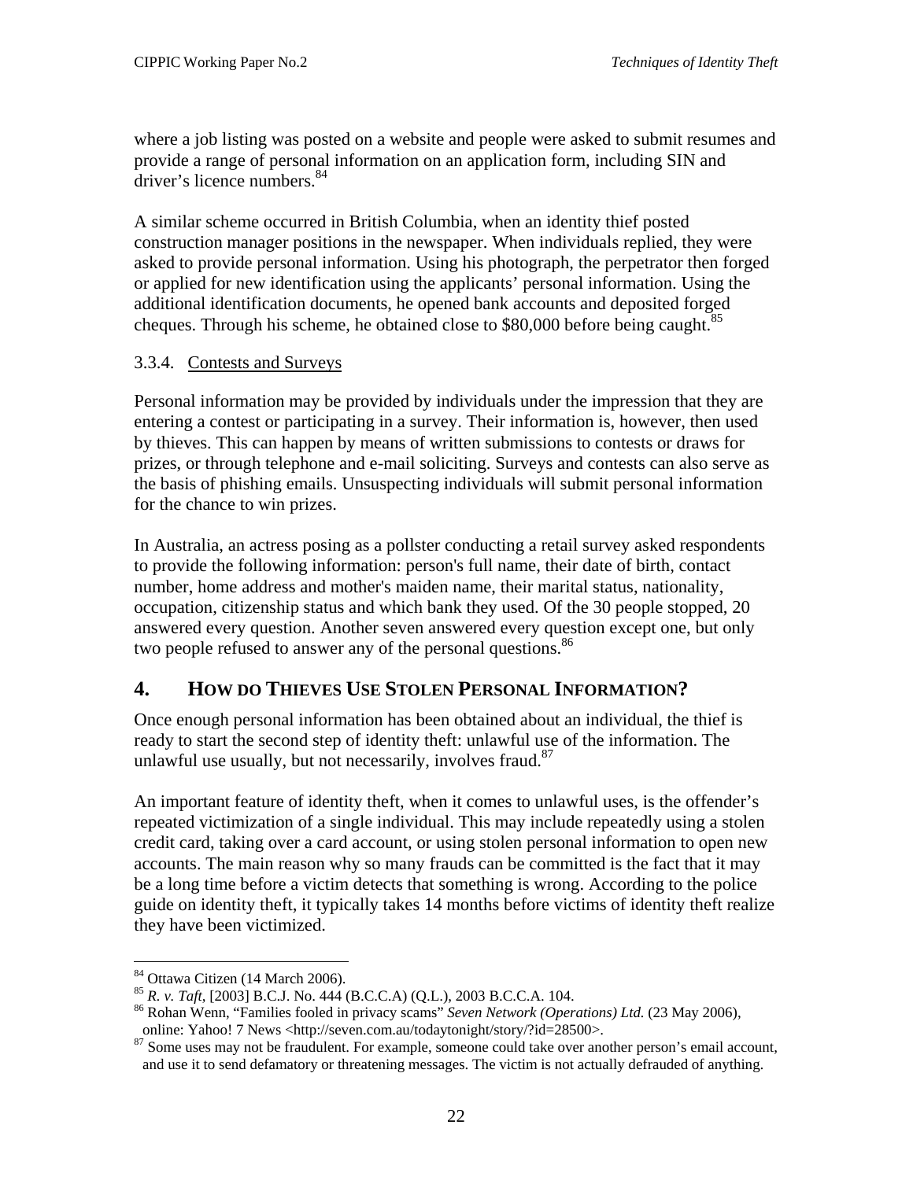where a job listing was posted on a website and people were asked to submit resumes and provide a range of personal information on an application form, including SIN and driver's licence numbers.[84]

A similar scheme occurred in British Columbia, when an identity thief posted construction manager positions in the newspaper. When individuals replied, they were asked to provide personal information. Using his photograph, the perpetrator then forged or applied for new identification using the applicants' personal information. Using the additional identification documents, he opened bank accounts and deposited forged cheques. Through his scheme, he obtained close to $80,000 before being caught.[85]

### 3.3.4. Contests and Surveys

Personal information may be provided by individuals under the impression that they are entering a contest or participating in a survey. Their information is, however, then used by thieves. This can happen by means of written submissions to contests or draws for prizes, or through telephone and e-mail soliciting. Surveys and contests can also serve as the basis of phishing emails. Unsuspecting individuals will submit personal information for the chance to win prizes.

In Australia, an actress posing as a pollster conducting a retail survey asked respondents to provide the following information: person's full name, their date of birth, contact number, home address and mother's maiden name, their marital status, nationality, occupation, citizenship status and which bank they used. Of the 30 people stopped, 20 answered every question. Another seven answered every question except one, but only two people refused to answer any of the personal questions.[86]

## 4. How do Thieves Use Stolen Personal Information?

Once enough personal information has been obtained about an individual, the thief is ready to start the second step of identity theft: unlawful use of the information. The unlawful use usually, but not necessarily, involves fraud.[87]

An important feature of identity theft, when it comes to unlawful uses, is the offender's repeated victimization of a single individual. This may include repeatedly using a stolen credit card, taking over a card account, or using stolen personal information to open new accounts. The main reason why so many frauds can be committed is the fact that it may be a long time before a victim detects that something is wrong. According to the police guide on identity theft, it typically takes 14 months before victims of identity theft realize they have been victimized.

---

[84] Ottawa Citizen (14 March 2006).

[85] *R. v. Taft*, [2003] B.C.J. No. 444 (B.C.C.A) (Q.L.), 2003 B.C.C.A. 104.

[86] Rohan Wenn, "Families fooled in privacy scams" *Seven Network (Operations) Ltd.* (23 May 2006), online: Yahoo! 7 News <http://seven.com.au/todaytonight/story/?id=28500>.

[87] Some uses may not be fraudulent. For example, someone could take over another person's email account, and use it to send defamatory or threatening messages. The victim is not actually defrauded of anything.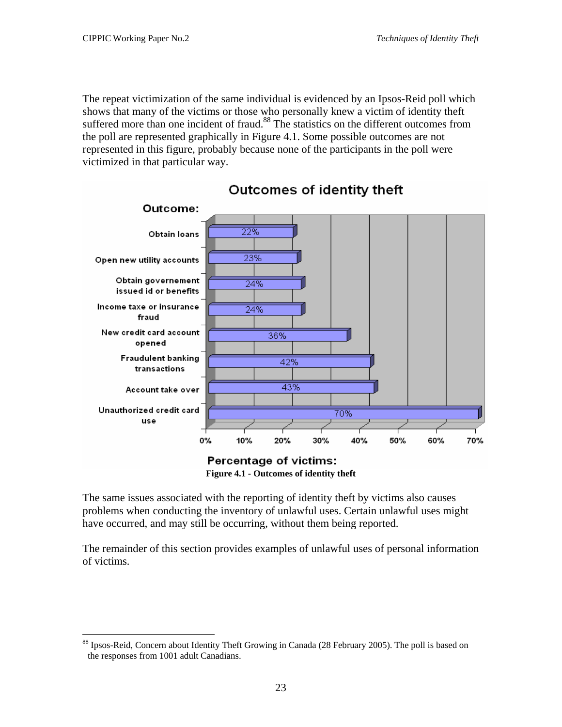The repeat victimization of the same individual is evidenced by an Ipsos-Reid poll which shows that many of the victims or those who personally knew a victim of identity theft suffered more than one incident of fraud.[88] The statistics on the different outcomes from the poll are represented graphically in Figure 4.1. Some possible outcomes are not represented in this figure, probably because none of the participants in the poll were victimized in that particular way.

**Figure 4.1 - Outcomes of identity theft**

The same issues associated with the reporting of identity theft by victims also causes problems when conducting the inventory of unlawful uses. Certain unlawful uses might have occurred, and may still be occurring, without them being reported.

The remainder of this section provides examples of unlawful uses of personal information of victims.

---

[88] Ipsos-Reid, Concern about Identity Theft Growing in Canada (28 February 2005). The poll is based on the responses from 1001 adult Canadians.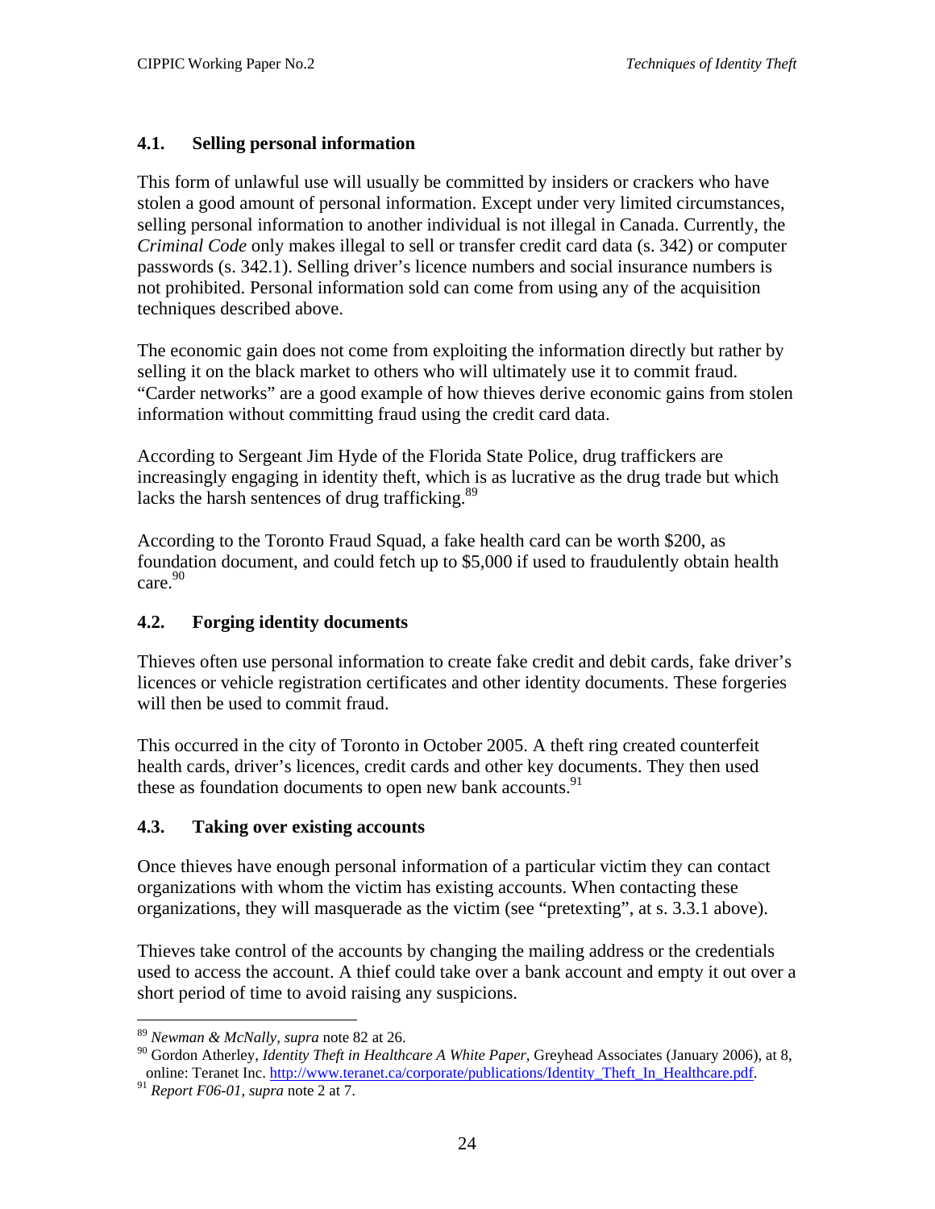### 4.1. Selling personal information

This form of unlawful use will usually be committed by insiders or crackers who have stolen a good amount of personal information. Except under very limited circumstances, selling personal information to another individual is not illegal in Canada. Currently, the *Criminal Code* only makes illegal to sell or transfer credit card data (s. 342) or computer passwords (s. 342.1). Selling driver's licence numbers and social insurance numbers is not prohibited. Personal information sold can come from using any of the acquisition techniques described above.

The economic gain does not come from exploiting the information directly but rather by selling it on the black market to others who will ultimately use it to commit fraud. "Carder networks" are a good example of how thieves derive economic gains from stolen information without committing fraud using the credit card data.

According to Sergeant Jim Hyde of the Florida State Police, drug traffickers are increasingly engaging in identity theft, which is as lucrative as the drug trade but which lacks the harsh sentences of drug trafficking.[89]

According to the Toronto Fraud Squad, a fake health card can be worth $200, as foundation document, and could fetch up to $5,000 if used to fraudulently obtain health care.[90]

### 4.2. Forging identity documents

Thieves often use personal information to create fake credit and debit cards, fake driver's licences or vehicle registration certificates and other identity documents. These forgeries will then be used to commit fraud.

This occurred in the city of Toronto in October 2005. A theft ring created counterfeit health cards, driver's licences, credit cards and other key documents. They then used these as foundation documents to open new bank accounts.[91]

### 4.3. Taking over existing accounts

Once thieves have enough personal information of a particular victim they can contact organizations with whom the victim has existing accounts. When contacting these organizations, they will masquerade as the victim (see "pretexting", at s. 3.3.1 above).

Thieves take control of the accounts by changing the mailing address or the credentials used to access the account. A thief could take over a bank account and empty it out over a short period of time to avoid raising any suspicions.

---

[89] *Newman & McNally, supra* note 82 at 26.

[90] Gordon Atherley, *Identity Theft in Healthcare A White Paper*, Greyhead Associates (January 2006), at 8, online: Teranet Inc. http://www.teranet.ca/corporate/publications/Identity_Theft_In_Healthcare.pdf.

[91] *Report F06-01*, *supra* note 2 at 7.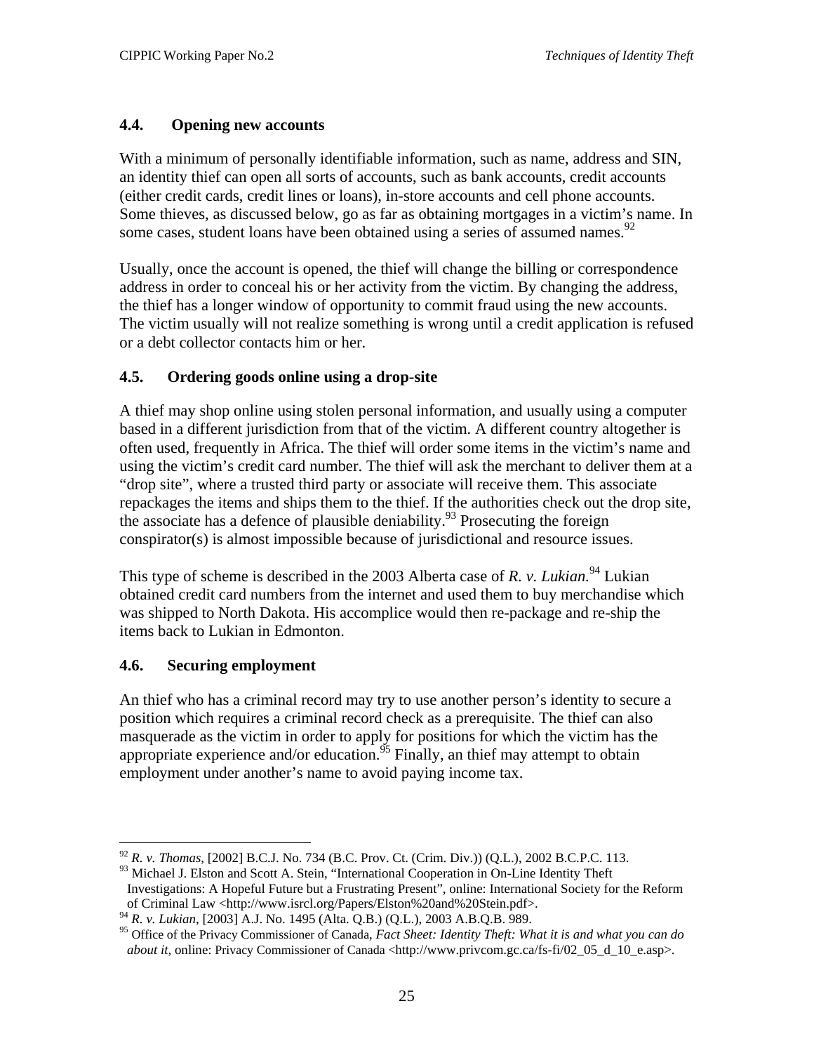### 4.4. Opening new accounts

With a minimum of personally identifiable information, such as name, address and SIN, an identity thief can open all sorts of accounts, such as bank accounts, credit accounts (either credit cards, credit lines or loans), in-store accounts and cell phone accounts. Some thieves, as discussed below, go as far as obtaining mortgages in a victim's name. In some cases, student loans have been obtained using a series of assumed names.[92]

Usually, once the account is opened, the thief will change the billing or correspondence address in order to conceal his or her activity from the victim. By changing the address, the thief has a longer window of opportunity to commit fraud using the new accounts. The victim usually will not realize something is wrong until a credit application is refused or a debt collector contacts him or her.

### 4.5. Ordering goods online using a drop-site

A thief may shop online using stolen personal information, and usually using a computer based in a different jurisdiction from that of the victim. A different country altogether is often used, frequently in Africa. The thief will order some items in the victim's name and using the victim's credit card number. The thief will ask the merchant to deliver them at a "drop site", where a trusted third party or associate will receive them. This associate repackages the items and ships them to the thief. If the authorities check out the drop site, the associate has a defence of plausible deniability.[93] Prosecuting the foreign conspirator(s) is almost impossible because of jurisdictional and resource issues.

This type of scheme is described in the 2003 Alberta case of *R. v. Lukian.*[94] Lukian obtained credit card numbers from the internet and used them to buy merchandise which was shipped to North Dakota. His accomplice would then re-package and re-ship the items back to Lukian in Edmonton.

### 4.6. Securing employment

An thief who has a criminal record may try to use another person's identity to secure a position which requires a criminal record check as a prerequisite. The thief can also masquerade as the victim in order to apply for positions for which the victim has the appropriate experience and/or education.[95] Finally, an thief may attempt to obtain employment under another's name to avoid paying income tax.

---

[92] *R. v. Thomas,* [2002] B.C.J. No. 734 (B.C. Prov. Ct. (Crim. Div.)) (Q.L.), 2002 B.C.P.C. 113.

[93] Michael J. Elston and Scott A. Stein, "International Cooperation in On-Line Identity Theft Investigations: A Hopeful Future but a Frustrating Present", online: International Society for the Reform of Criminal Law <http://www.isrcl.org/Papers/Elston%20and%20Stein.pdf>.

[94] *R. v. Lukian*, [2003] A.J. No. 1495 (Alta. Q.B.) (Q.L.), 2003 A.B.Q.B. 989.

[95] Office of the Privacy Commissioner of Canada, *Fact Sheet: Identity Theft: What it is and what you can do about it*, online: Privacy Commissioner of Canada <http://www.privcom.gc.ca/fs-fi/02_05_d_10_e.asp>.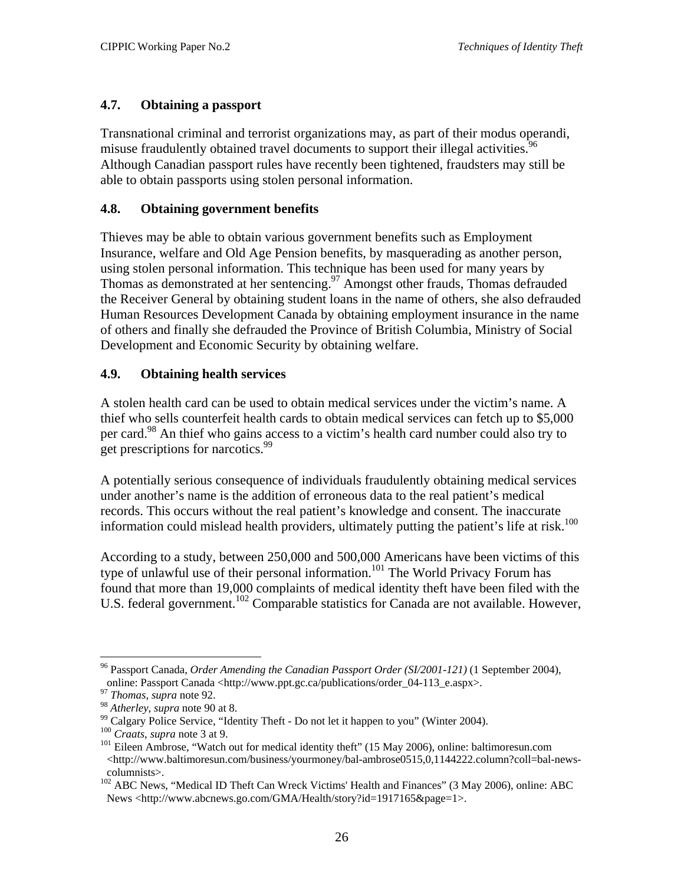### 4.7. Obtaining a passport

Transnational criminal and terrorist organizations may, as part of their modus operandi, misuse fraudulently obtained travel documents to support their illegal activities.[96] Although Canadian passport rules have recently been tightened, fraudsters may still be able to obtain passports using stolen personal information.

### 4.8. Obtaining government benefits

Thieves may be able to obtain various government benefits such as Employment Insurance, welfare and Old Age Pension benefits, by masquerading as another person, using stolen personal information. This technique has been used for many years by Thomas as demonstrated at her sentencing.[97] Amongst other frauds, Thomas defrauded the Receiver General by obtaining student loans in the name of others, she also defrauded Human Resources Development Canada by obtaining employment insurance in the name of others and finally she defrauded the Province of British Columbia, Ministry of Social Development and Economic Security by obtaining welfare.

### 4.9. Obtaining health services

A stolen health card can be used to obtain medical services under the victim's name. A thief who sells counterfeit health cards to obtain medical services can fetch up to $5,000 per card.[98] An thief who gains access to a victim's health card number could also try to get prescriptions for narcotics.[99]

A potentially serious consequence of individuals fraudulently obtaining medical services under another's name is the addition of erroneous data to the real patient's medical records. This occurs without the real patient's knowledge and consent. The inaccurate information could mislead health providers, ultimately putting the patient's life at risk.[100]

According to a study, between 250,000 and 500,000 Americans have been victims of this type of unlawful use of their personal information.[101] The World Privacy Forum has found that more than 19,000 complaints of medical identity theft have been filed with the U.S. federal government.[102] Comparable statistics for Canada are not available. However,

---

[96] Passport Canada, *Order Amending the Canadian Passport Order (SI/2001-121)* (1 September 2004), online: Passport Canada <http://www.ppt.gc.ca/publications/order_04-113_e.aspx>.

[97] *Thomas*, *supra* note 92.

[98] *Atherley*, *supra* note 90 at 8.

[99] Calgary Police Service, "Identity Theft - Do not let it happen to you" (Winter 2004).

[100] *Craats*, *supra* note 3 at 9.

[101] Eileen Ambrose, "Watch out for medical identity theft" (15 May 2006), online: baltimoresun.com <http://www.baltimoresun.com/business/yourmoney/bal-ambrose0515,0,1144222.column?coll=bal-news-columnists>.

[102] ABC News, "Medical ID Theft Can Wreck Victims' Health and Finances" (3 May 2006), online: ABC News <http://www.abcnews.go.com/GMA/Health/story?id=1917165&page=1>.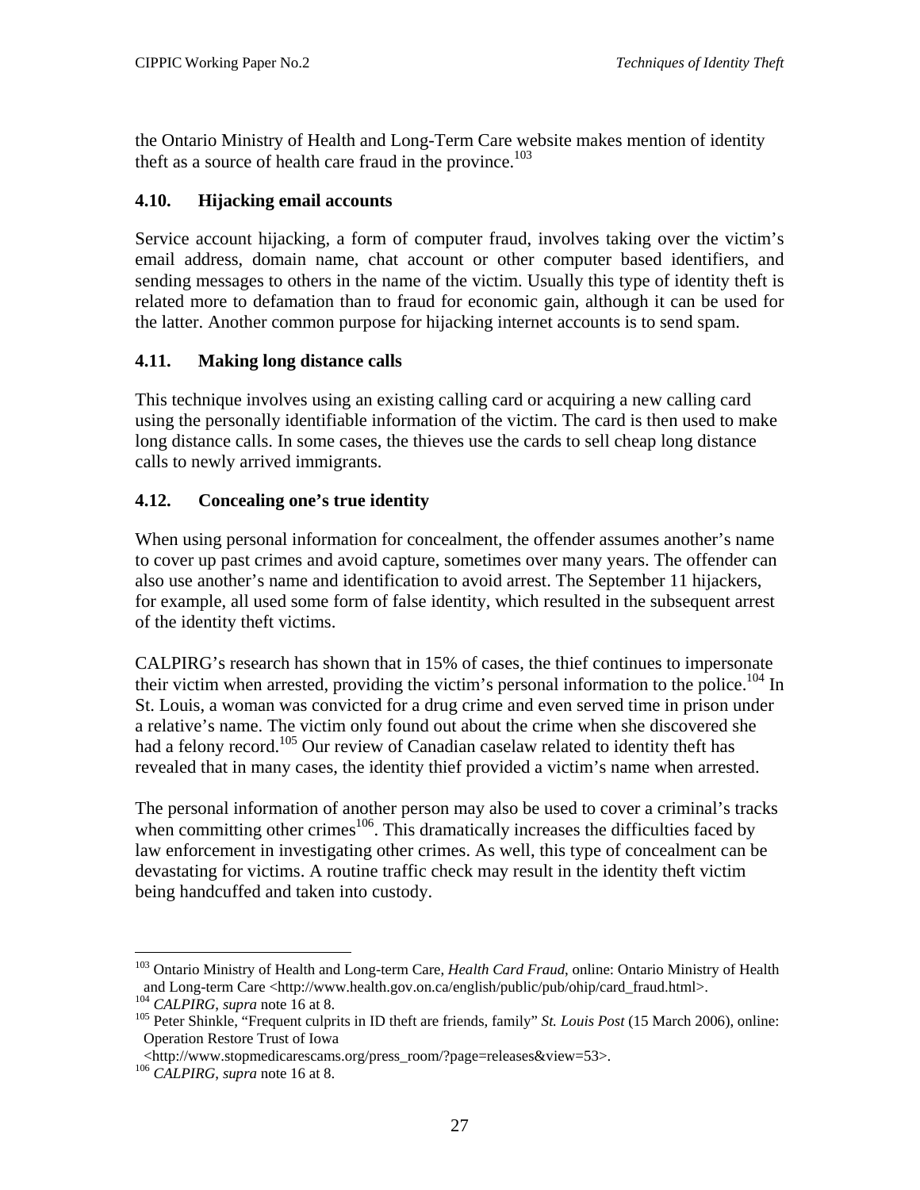the Ontario Ministry of Health and Long-Term Care website makes mention of identity theft as a source of health care fraud in the province.[103]

### 4.10. Hijacking email accounts

Service account hijacking, a form of computer fraud, involves taking over the victim's email address, domain name, chat account or other computer based identifiers, and sending messages to others in the name of the victim. Usually this type of identity theft is related more to defamation than to fraud for economic gain, although it can be used for the latter. Another common purpose for hijacking internet accounts is to send spam.

### 4.11. Making long distance calls

This technique involves using an existing calling card or acquiring a new calling card using the personally identifiable information of the victim. The card is then used to make long distance calls. In some cases, the thieves use the cards to sell cheap long distance calls to newly arrived immigrants.

### 4.12. Concealing one's true identity

When using personal information for concealment, the offender assumes another's name to cover up past crimes and avoid capture, sometimes over many years. The offender can also use another's name and identification to avoid arrest. The September 11 hijackers, for example, all used some form of false identity, which resulted in the subsequent arrest of the identity theft victims.

CALPIRG's research has shown that in 15% of cases, the thief continues to impersonate their victim when arrested, providing the victim's personal information to the police.[104] In St. Louis, a woman was convicted for a drug crime and even served time in prison under a relative's name. The victim only found out about the crime when she discovered she had a felony record.[105] Our review of Canadian caselaw related to identity theft has revealed that in many cases, the identity thief provided a victim's name when arrested.

The personal information of another person may also be used to cover a criminal's tracks when committing other crimes[106]. This dramatically increases the difficulties faced by law enforcement in investigating other crimes. As well, this type of concealment can be devastating for victims. A routine traffic check may result in the identity theft victim being handcuffed and taken into custody.

---

[103] Ontario Ministry of Health and Long-term Care, *Health Card Fraud*, online: Ontario Ministry of Health and Long-term Care <http://www.health.gov.on.ca/english/public/pub/ohip/card_fraud.html>.

[104] *CALPIRG*, *supra* note 16 at 8.

[105] Peter Shinkle, "Frequent culprits in ID theft are friends, family" *St. Louis Post* (15 March 2006), online: Operation Restore Trust of Iowa <http://www.stopmedicarescams.org/press_room/?page=releases&view=53>.

[106] *CALPIRG*, *supra* note 16 at 8.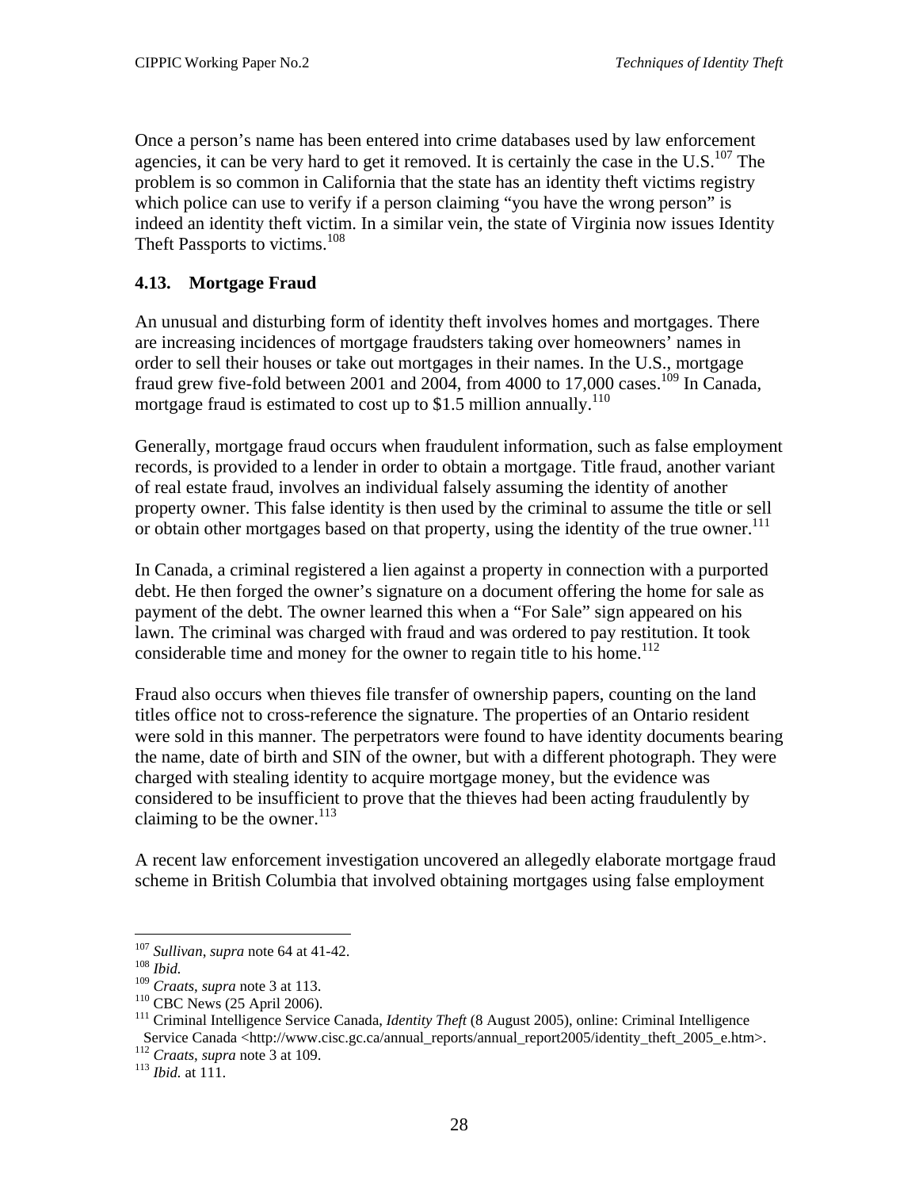Once a person's name has been entered into crime databases used by law enforcement agencies, it can be very hard to get it removed. It is certainly the case in the U.S.[107] The problem is so common in California that the state has an identity theft victims registry which police can use to verify if a person claiming "you have the wrong person" is indeed an identity theft victim. In a similar vein, the state of Virginia now issues Identity Theft Passports to victims.[108]

### 4.13. Mortgage Fraud

An unusual and disturbing form of identity theft involves homes and mortgages. There are increasing incidences of mortgage fraudsters taking over homeowners' names in order to sell their houses or take out mortgages in their names. In the U.S., mortgage fraud grew five-fold between 2001 and 2004, from 4000 to 17,000 cases.[109] In Canada, mortgage fraud is estimated to cost up to $1.5 million annually.[110]

Generally, mortgage fraud occurs when fraudulent information, such as false employment records, is provided to a lender in order to obtain a mortgage. Title fraud, another variant of real estate fraud, involves an individual falsely assuming the identity of another property owner. This false identity is then used by the criminal to assume the title or sell or obtain other mortgages based on that property, using the identity of the true owner.[111]

In Canada, a criminal registered a lien against a property in connection with a purported debt. He then forged the owner's signature on a document offering the home for sale as payment of the debt. The owner learned this when a "For Sale" sign appeared on his lawn. The criminal was charged with fraud and was ordered to pay restitution. It took considerable time and money for the owner to regain title to his home.[112]

Fraud also occurs when thieves file transfer of ownership papers, counting on the land titles office not to cross-reference the signature. The properties of an Ontario resident were sold in this manner. The perpetrators were found to have identity documents bearing the name, date of birth and SIN of the owner, but with a different photograph. They were charged with stealing identity to acquire mortgage money, but the evidence was considered to be insufficient to prove that the thieves had been acting fraudulently by claiming to be the owner.[113]

A recent law enforcement investigation uncovered an allegedly elaborate mortgage fraud scheme in British Columbia that involved obtaining mortgages using false employment

---

[107] *Sullivan*, *supra* note 64 at 41-42.

[108] *Ibid.*

[109] *Craats*, *supra* note 3 at 113.

[110] CBC News (25 April 2006).

[111] Criminal Intelligence Service Canada, *Identity Theft* (8 August 2005), online: Criminal Intelligence Service Canada <http://www.cisc.gc.ca/annual_reports/annual_report2005/identity_theft_2005_e.htm>.

[112] *Craats*, *supra* note 3 at 109.

[113] *Ibid.* at 111.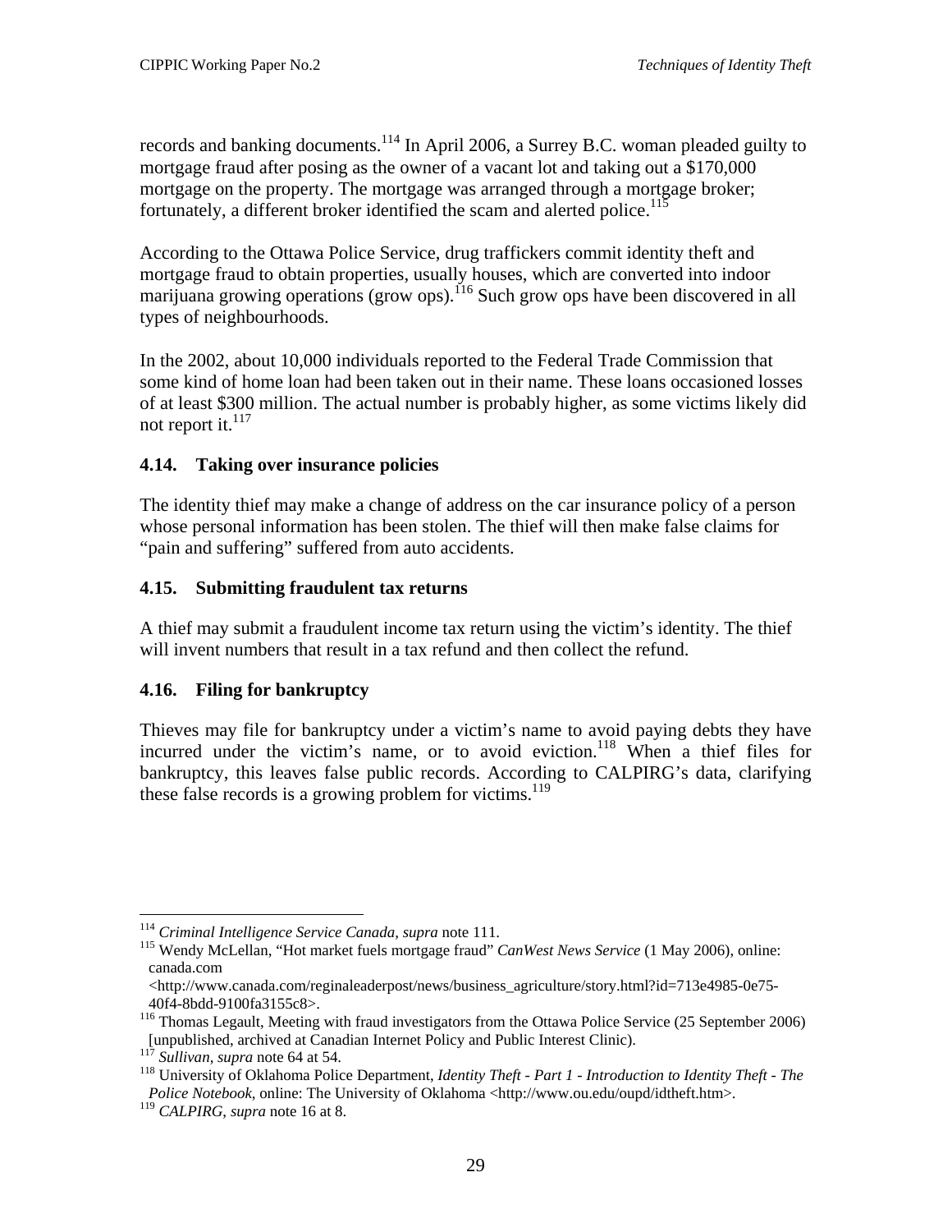records and banking documents.[114] In April 2006, a Surrey B.C. woman pleaded guilty to mortgage fraud after posing as the owner of a vacant lot and taking out a $170,000 mortgage on the property. The mortgage was arranged through a mortgage broker; fortunately, a different broker identified the scam and alerted police.[115]

According to the Ottawa Police Service, drug traffickers commit identity theft and mortgage fraud to obtain properties, usually houses, which are converted into indoor marijuana growing operations (grow ops).[116] Such grow ops have been discovered in all types of neighbourhoods.

In the 2002, about 10,000 individuals reported to the Federal Trade Commission that some kind of home loan had been taken out in their name. These loans occasioned losses of at least $300 million. The actual number is probably higher, as some victims likely did not report it.[117]

### 4.14. Taking over insurance policies

The identity thief may make a change of address on the car insurance policy of a person whose personal information has been stolen. The thief will then make false claims for "pain and suffering" suffered from auto accidents.

### 4.15. Submitting fraudulent tax returns

A thief may submit a fraudulent income tax return using the victim's identity. The thief will invent numbers that result in a tax refund and then collect the refund.

### 4.16. Filing for bankruptcy

Thieves may file for bankruptcy under a victim's name to avoid paying debts they have incurred under the victim's name, or to avoid eviction.[118] When a thief files for bankruptcy, this leaves false public records. According to CALPIRG's data, clarifying these false records is a growing problem for victims.[119]

---

[114] *Criminal Intelligence Service Canada*, *supra* note 111.

[115] Wendy McLellan, "Hot market fuels mortgage fraud" *CanWest News Service* (1 May 2006), online: canada.com <http://www.canada.com/reginaleaderpost/news/business_agriculture/story.html?id=713e4985-0e75-40f4-8bdd-9100fa3155c8>.

[116] Thomas Legault, Meeting with fraud investigators from the Ottawa Police Service (25 September 2006) [unpublished, archived at Canadian Internet Policy and Public Interest Clinic).

[117] *Sullivan*, *supra* note 64 at 54.

[118] University of Oklahoma Police Department, *Identity Theft - Part 1 - Introduction to Identity Theft - The Police Notebook*, online: The University of Oklahoma <http://www.ou.edu/oupd/idtheft.htm>.

[119] *CALPIRG*, *supra* note 16 at 8.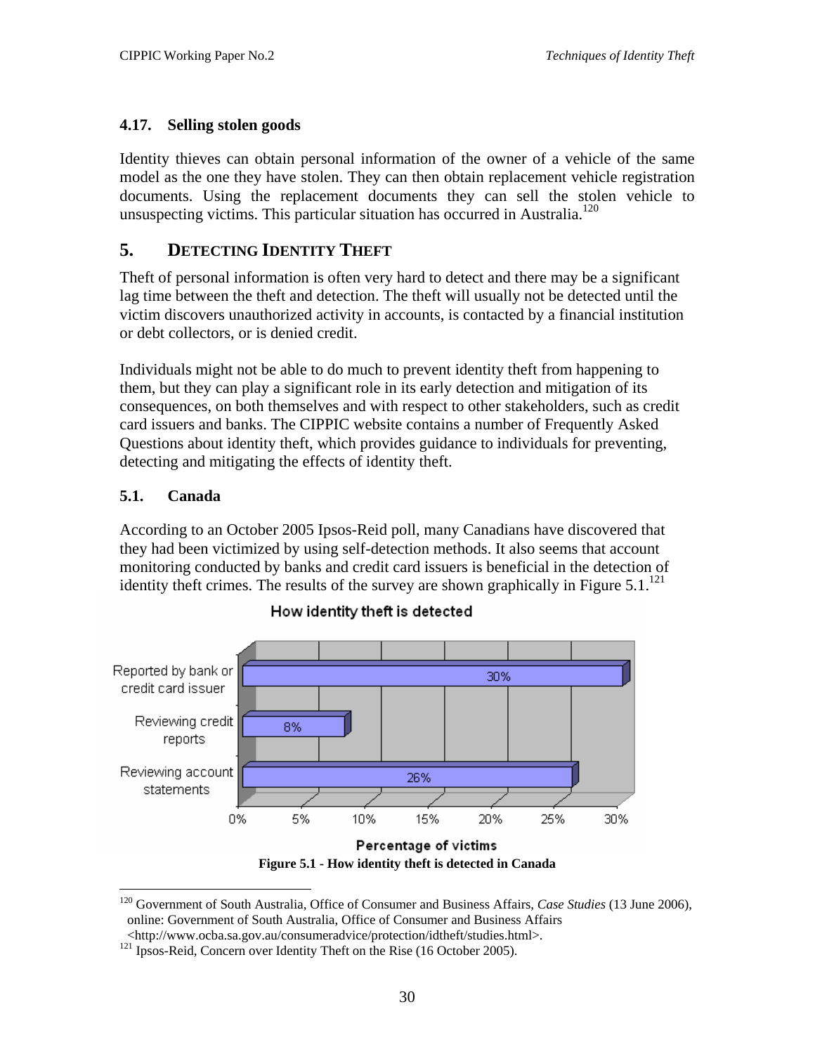### 4.17. Selling stolen goods

Identity thieves can obtain personal information of the owner of a vehicle of the same model as the one they have stolen. They can then obtain replacement vehicle registration documents. Using the replacement documents they can sell the stolen vehicle to unsuspecting victims. This particular situation has occurred in Australia.[120]

## 5. DETECTING IDENTITY THEFT

Theft of personal information is often very hard to detect and there may be a significant lag time between the theft and detection. The theft will usually not be detected until the victim discovers unauthorized activity in accounts, is contacted by a financial institution or debt collectors, or is denied credit.

Individuals might not be able to do much to prevent identity theft from happening to them, but they can play a significant role in its early detection and mitigation of its consequences, on both themselves and with respect to other stakeholders, such as credit card issuers and banks. The CIPPIC website contains a number of Frequently Asked Questions about identity theft, which provides guidance to individuals for preventing, detecting and mitigating the effects of identity theft.

### 5.1. Canada

According to an October 2005 Ipsos-Reid poll, many Canadians have discovered that they had been victimized by using self-detection methods. It also seems that account monitoring conducted by banks and credit card issuers is beneficial in the detection of identity theft crimes. The results of the survey are shown graphically in Figure 5.1.[121]

How identity theft is detected

| Method | Percentage of victims |
| --- | --- |
| Reported by bank or credit card issuer | 30% |
| Reviewing credit reports | 8% |
| Reviewing account statements | 26% |

**Figure 5.1 - How identity theft is detected in Canada**

---

[120] Government of South Australia, Office of Consumer and Business Affairs, *Case Studies* (13 June 2006), online: Government of South Australia, Office of Consumer and Business Affairs <http://www.ocba.sa.gov.au/consumeradvice/protection/idtheft/studies.html>.

[121] Ipsos-Reid, Concern over Identity Theft on the Rise (16 October 2005).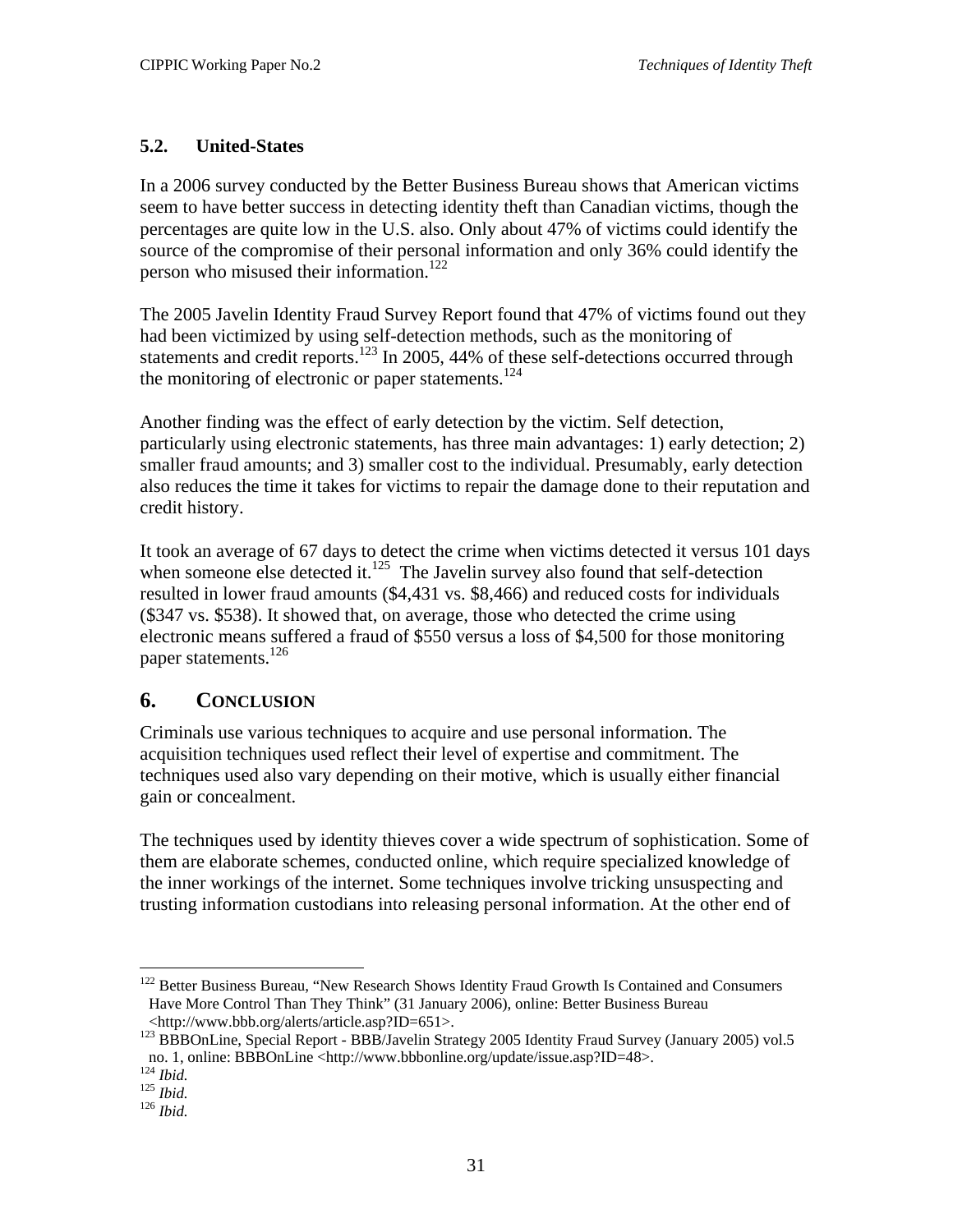### 5.2. United-States

In a 2006 survey conducted by the Better Business Bureau shows that American victims seem to have better success in detecting identity theft than Canadian victims, though the percentages are quite low in the U.S. also. Only about 47% of victims could identify the source of the compromise of their personal information and only 36% could identify the person who misused their information.[122]

The 2005 Javelin Identity Fraud Survey Report found that 47% of victims found out they had been victimized by using self-detection methods, such as the monitoring of statements and credit reports.[123] In 2005, 44% of these self-detections occurred through the monitoring of electronic or paper statements.[124]

Another finding was the effect of early detection by the victim. Self detection, particularly using electronic statements, has three main advantages: 1) early detection; 2) smaller fraud amounts; and 3) smaller cost to the individual. Presumably, early detection also reduces the time it takes for victims to repair the damage done to their reputation and credit history.

It took an average of 67 days to detect the crime when victims detected it versus 101 days when someone else detected it.[125] The Javelin survey also found that self-detection resulted in lower fraud amounts ($4,431 vs. $8,466) and reduced costs for individuals ($347 vs. $538). It showed that, on average, those who detected the crime using electronic means suffered a fraud of $550 versus a loss of $4,500 for those monitoring paper statements.[126]

## 6. CONCLUSION

Criminals use various techniques to acquire and use personal information. The acquisition techniques used reflect their level of expertise and commitment. The techniques used also vary depending on their motive, which is usually either financial gain or concealment.

The techniques used by identity thieves cover a wide spectrum of sophistication. Some of them are elaborate schemes, conducted online, which require specialized knowledge of the inner workings of the internet. Some techniques involve tricking unsuspecting and trusting information custodians into releasing personal information. At the other end of

---

[122] Better Business Bureau, "New Research Shows Identity Fraud Growth Is Contained and Consumers Have More Control Than They Think" (31 January 2006), online: Better Business Bureau <http://www.bbb.org/alerts/article.asp?ID=651>.

[123] BBBOnLine, Special Report - BBB/Javelin Strategy 2005 Identity Fraud Survey (January 2005) vol.5 no. 1, online: BBBOnLine <http://www.bbbonline.org/update/issue.asp?ID=48>.

[124] *Ibid.*

[125] *Ibid.*

[126] *Ibid.*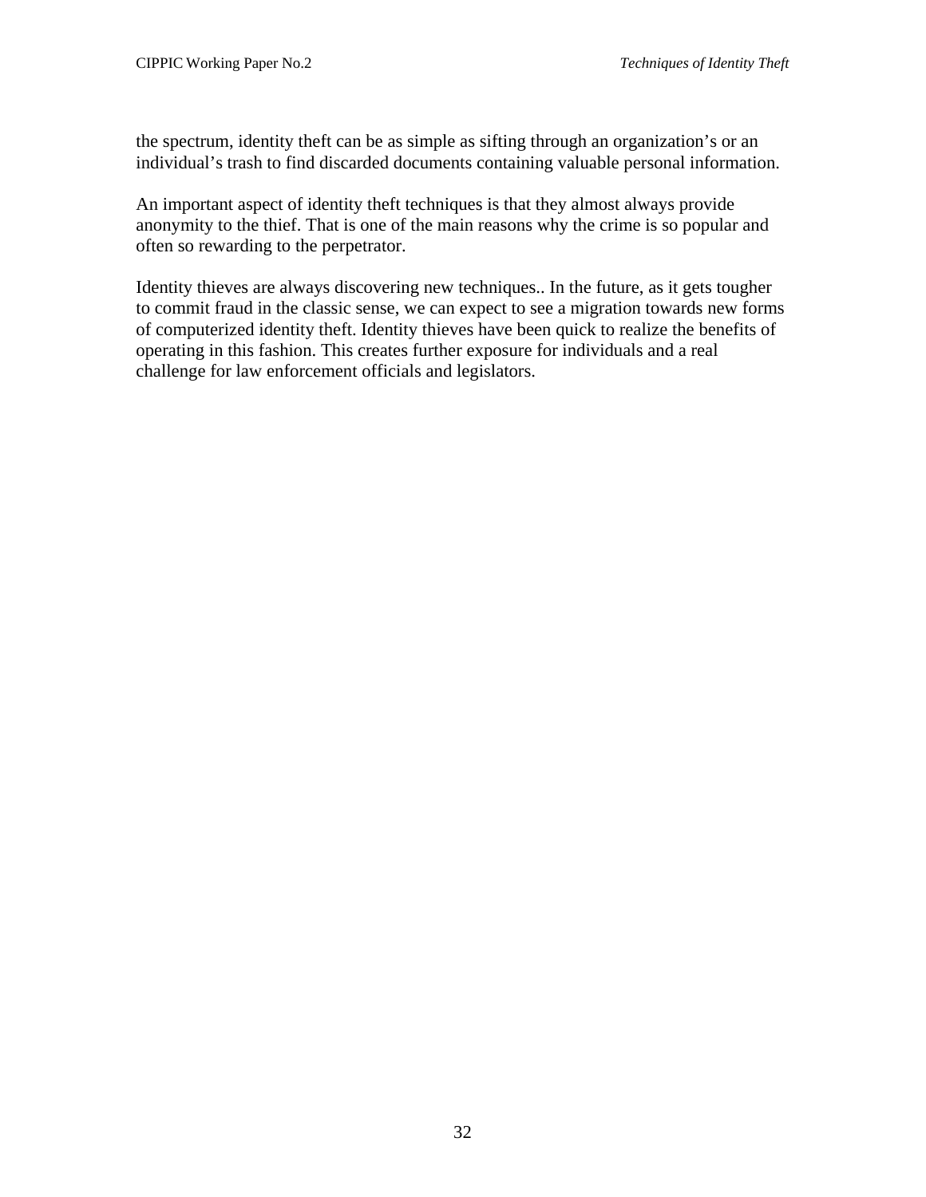the spectrum, identity theft can be as simple as sifting through an organization's or an individual's trash to find discarded documents containing valuable personal information.

An important aspect of identity theft techniques is that they almost always provide anonymity to the thief. That is one of the main reasons why the crime is so popular and often so rewarding to the perpetrator.

Identity thieves are always discovering new techniques.. In the future, as it gets tougher to commit fraud in the classic sense, we can expect to see a migration towards new forms of computerized identity theft. Identity thieves have been quick to realize the benefits of operating in this fashion. This creates further exposure for individuals and a real challenge for law enforcement officials and legislators.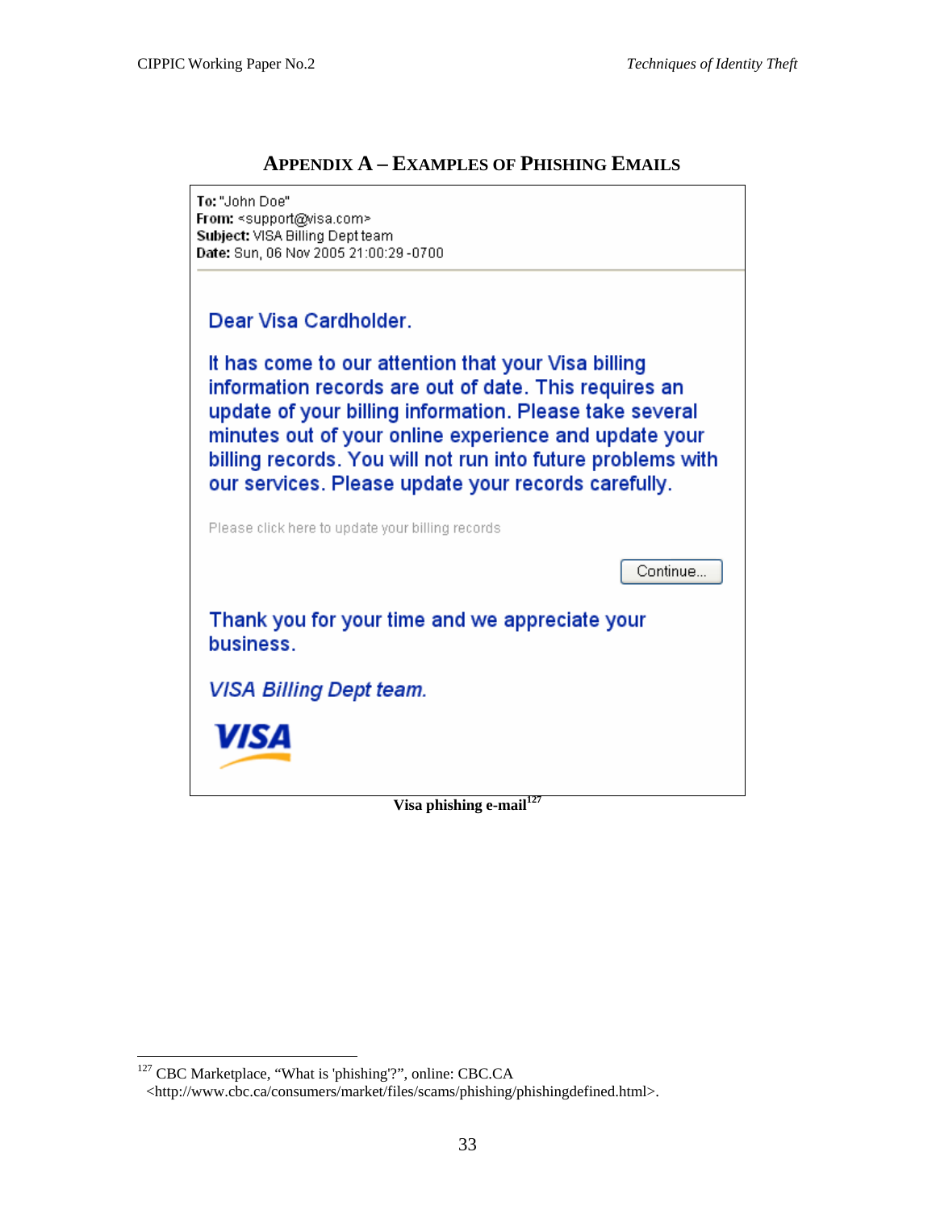## APPENDIX A – EXAMPLES OF PHISHING EMAILS

**To:** "John Doe"
**From:** <support@visa.com>
**Subject:** VISA Billing Dept team
**Date:** Sun, 06 Nov 2005 21:00:29 -0700

Dear Visa Cardholder.

It has come to our attention that your Visa billing information records are out of date. This requires an update of your billing information. Please take several minutes out of your online experience and update your billing records. You will not run into future problems with our services. Please update your records carefully.

Please click here to update your billing records

Continue...

Thank you for your time and we appreciate your business.

*VISA Billing Dept team.*

VISA

**Visa phishing e-mail**[127]

---

[127] CBC Marketplace, "What is 'phishing'?", online: CBC.CA <http://www.cbc.ca/consumers/market/files/scams/phishing/phishingdefined.html>.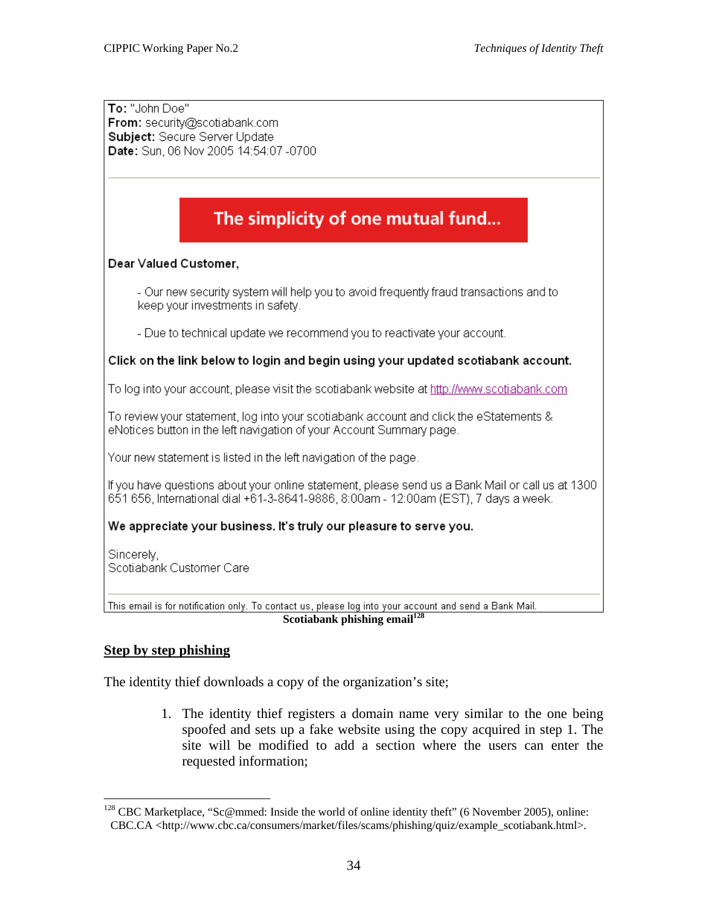To: "John Doe"
From: security@scotiabank.com
Subject: Secure Server Update
Date: Sun, 06 Nov 2005 14:54:07 -0700

---

**The simplicity of one mutual fund...**

**Dear Valued Customer,**

- Our new security system will help you to avoid frequently fraud transactions and to keep your investments in safety.

- Due to technical update we recommend you to reactivate your account.

**Click on the link below to login and begin using your updated scotiabank account.**

To log into your account, please visit the scotiabank website at http://www.scotiabank.com

To review your statement, log into your scotiabank account and click the eStatements & eNotices button in the left navigation of your Account Summary page.

Your new statement is listed in the left navigation of the page.

If you have questions about your online statement, please send us a Bank Mail or call us at 1300 651 656, International dial +61-3-8641-9886, 8:00am - 12:00am (EST), 7 days a week.

**We appreciate your business. It's truly our pleasure to serve you.**

Sincerely,
Scotiabank Customer Care

---

This email is for notification only. To contact us, please log into your account and send a Bank Mail.

**Scotiabank phishing email**[128]

## Step by step phishing

The identity thief downloads a copy of the organization's site;

1. The identity thief registers a domain name very similar to the one being spoofed and sets up a fake website using the copy acquired in step 1. The site will be modified to add a section where the users can enter the requested information;

---

[128] CBC Marketplace, "Sc@mmed: Inside the world of online identity theft" (6 November 2005), online: CBC.CA <http://www.cbc.ca/consumers/market/files/scams/phishing/quiz/example_scotiabank.html>.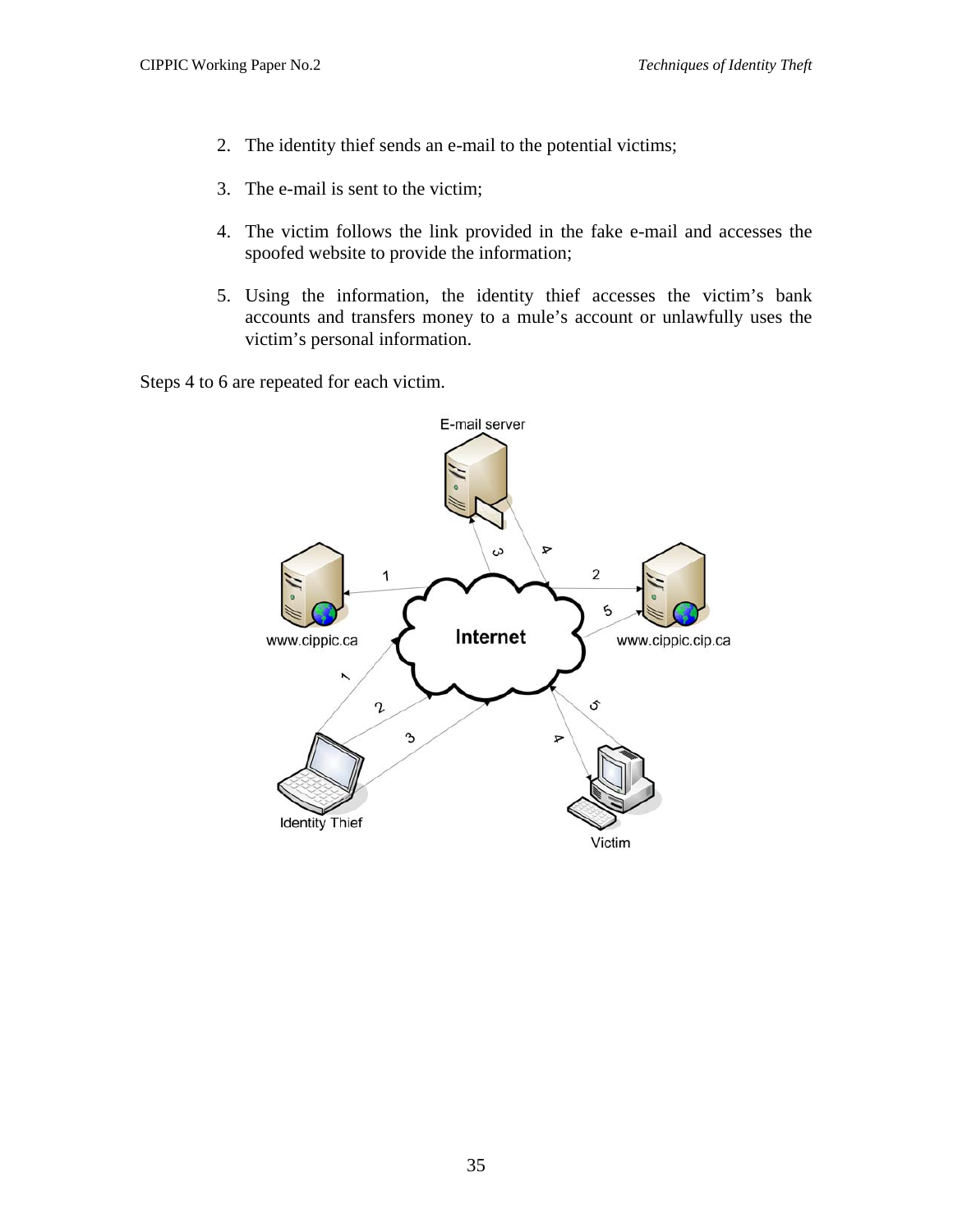2. The identity thief sends an e-mail to the potential victims;

3. The e-mail is sent to the victim;

4. The victim follows the link provided in the fake e-mail and accesses the spoofed website to provide the information;

5. Using the information, the identity thief accesses the victim's bank accounts and transfers money to a mule's account or unlawfully uses the victim's personal information.

Steps 4 to 6 are repeated for each victim.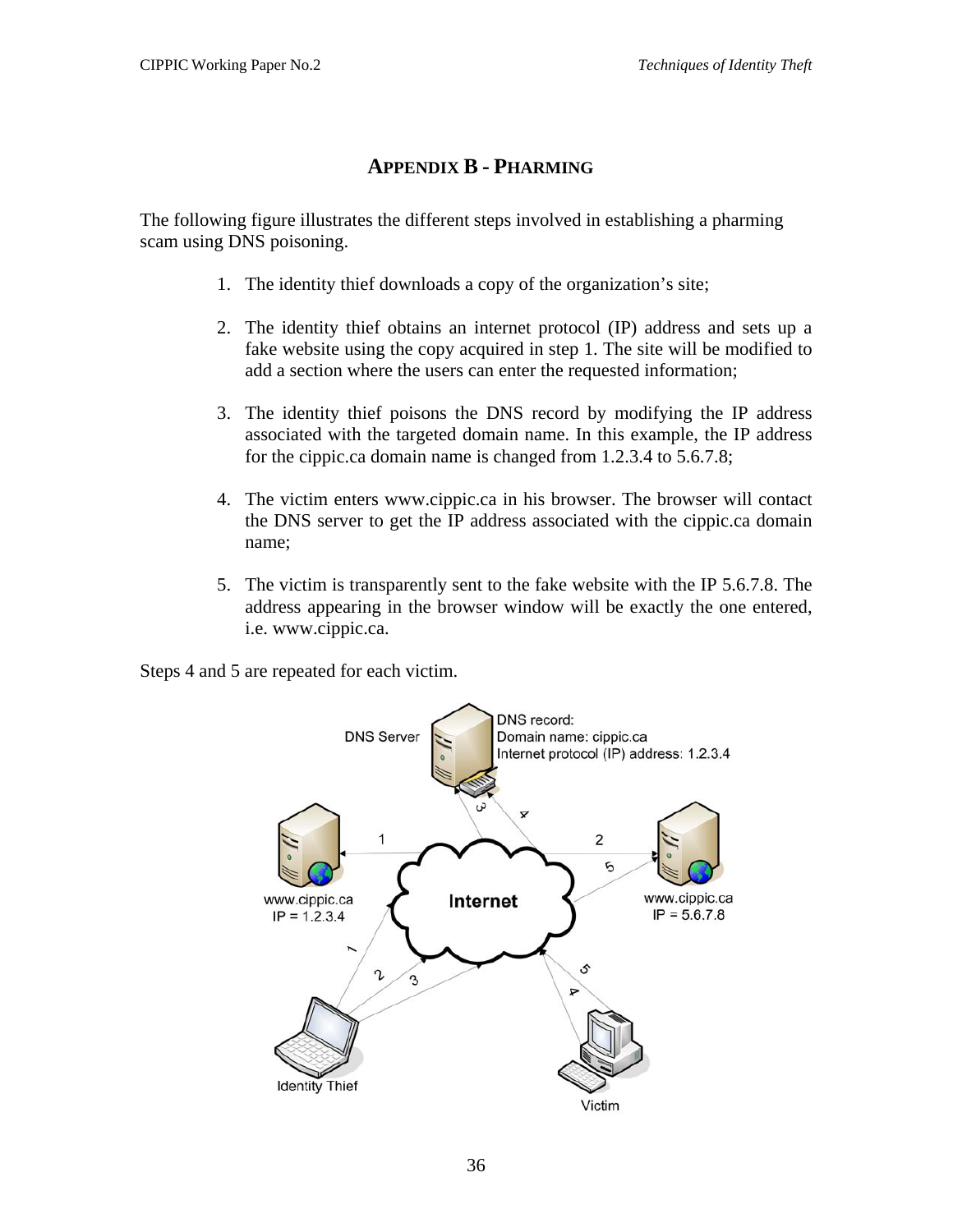## APPENDIX B - PHARMING

The following figure illustrates the different steps involved in establishing a pharming scam using DNS poisoning.

1. The identity thief downloads a copy of the organization's site;

2. The identity thief obtains an internet protocol (IP) address and sets up a fake website using the copy acquired in step 1. The site will be modified to add a section where the users can enter the requested information;

3. The identity thief poisons the DNS record by modifying the IP address associated with the targeted domain name. In this example, the IP address for the cippic.ca domain name is changed from 1.2.3.4 to 5.6.7.8;

4. The victim enters www.cippic.ca in his browser. The browser will contact the DNS server to get the IP address associated with the cippic.ca domain name;

5. The victim is transparently sent to the fake website with the IP 5.6.7.8. The address appearing in the browser window will be exactly the one entered, i.e. www.cippic.ca.

Steps 4 and 5 are repeated for each victim.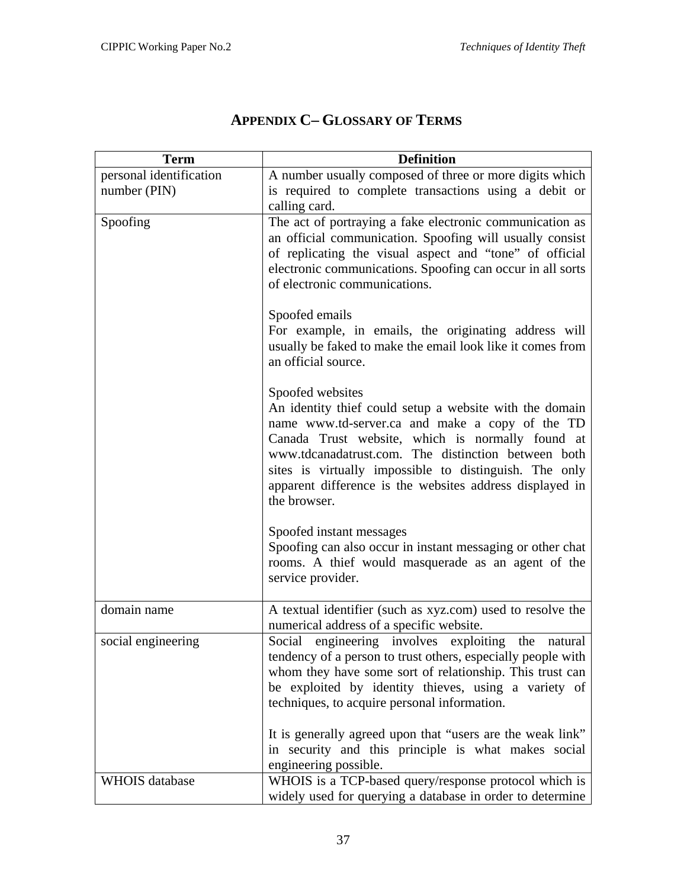## APPENDIX C– GLOSSARY OF TERMS

| Term | Definition |
|---|---|
| personal identification number (PIN) | A number usually composed of three or more digits which is required to complete transactions using a debit or calling card. |
| Spoofing | The act of portraying a fake electronic communication as an official communication. Spoofing will usually consist of replicating the visual aspect and "tone" of official electronic communications. Spoofing can occur in all sorts of electronic communications.<br><br>Spoofed emails<br>For example, in emails, the originating address will usually be faked to make the email look like it comes from an official source.<br><br>Spoofed websites<br>An identity thief could setup a website with the domain name www.td-server.ca and make a copy of the TD Canada Trust website, which is normally found at www.tdcanadatrust.com. The distinction between both sites is virtually impossible to distinguish. The only apparent difference is the websites address displayed in the browser.<br><br>Spoofed instant messages<br>Spoofing can also occur in instant messaging or other chat rooms. A thief would masquerade as an agent of the service provider. |
| domain name | A textual identifier (such as xyz.com) used to resolve the numerical address of a specific website. |
| social engineering | Social engineering involves exploiting the natural tendency of a person to trust others, especially people with whom they have some sort of relationship. This trust can be exploited by identity thieves, using a variety of techniques, to acquire personal information.<br><br>It is generally agreed upon that "users are the weak link" in security and this principle is what makes social engineering possible. |
| WHOIS database | WHOIS is a TCP-based query/response protocol which is widely used for querying a database in order to determine |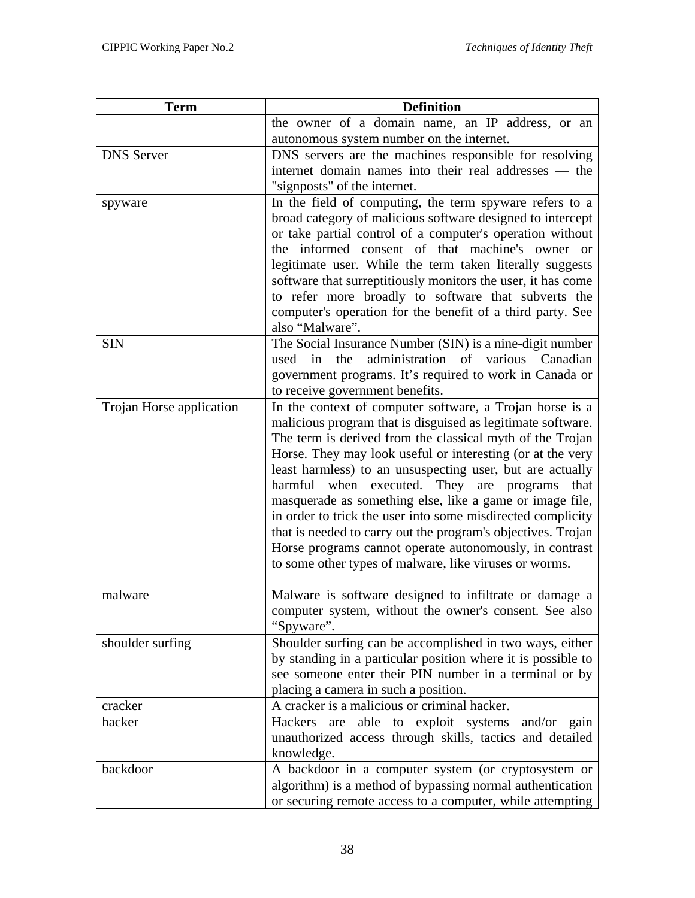| Term | Definition |
| --- | --- |
| | the owner of a domain name, an IP address, or an autonomous system number on the internet. |
| DNS Server | DNS servers are the machines responsible for resolving internet domain names into their real addresses — the "signposts" of the internet. |
| spyware | In the field of computing, the term spyware refers to a broad category of malicious software designed to intercept or take partial control of a computer's operation without the informed consent of that machine's owner or legitimate user. While the term taken literally suggests software that surreptitiously monitors the user, it has come to refer more broadly to software that subverts the computer's operation for the benefit of a third party. See also “Malware”. |
| SIN | The Social Insurance Number (SIN) is a nine-digit number used in the administration of various Canadian government programs. It’s required to work in Canada or to receive government benefits. |
| Trojan Horse application | In the context of computer software, a Trojan horse is a malicious program that is disguised as legitimate software. The term is derived from the classical myth of the Trojan Horse. They may look useful or interesting (or at the very least harmless) to an unsuspecting user, but are actually harmful when executed. They are programs that masquerade as something else, like a game or image file, in order to trick the user into some misdirected complicity that is needed to carry out the program's objectives. Trojan Horse programs cannot operate autonomously, in contrast to some other types of malware, like viruses or worms. |
| malware | Malware is software designed to infiltrate or damage a computer system, without the owner's consent. See also “Spyware”. |
| shoulder surfing | Shoulder surfing can be accomplished in two ways, either by standing in a particular position where it is possible to see someone enter their PIN number in a terminal or by placing a camera in such a position. |
| cracker | A cracker is a malicious or criminal hacker. |
| hacker | Hackers are able to exploit systems and/or gain unauthorized access through skills, tactics and detailed knowledge. |
| backdoor | A backdoor in a computer system (or cryptosystem or algorithm) is a method of bypassing normal authentication or securing remote access to a computer, while attempting |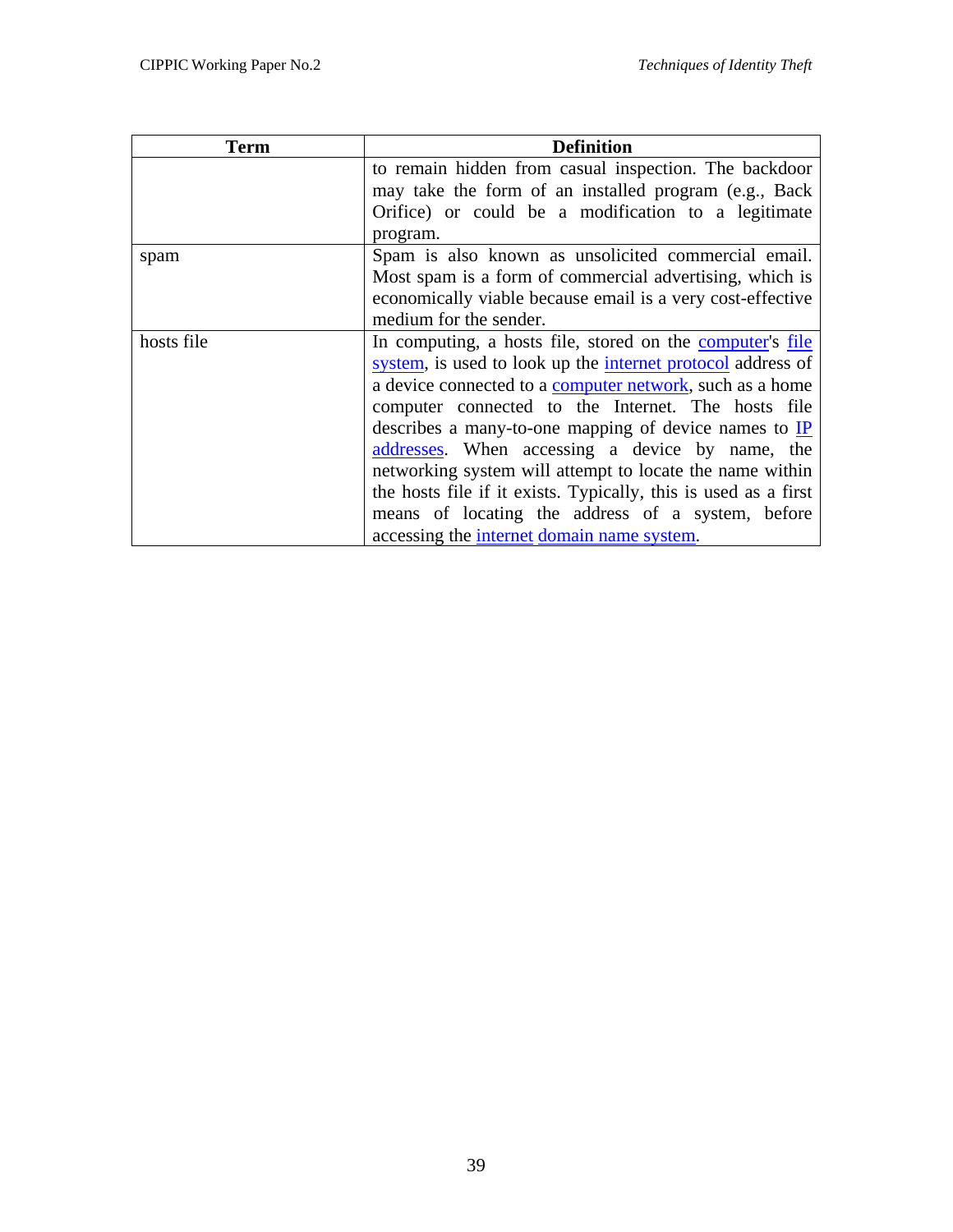| Term | Definition |
| --- | --- |
| | to remain hidden from casual inspection. The backdoor may take the form of an installed program (e.g., Back Orifice) or could be a modification to a legitimate program. |
| spam | Spam is also known as unsolicited commercial email. Most spam is a form of commercial advertising, which is economically viable because email is a very cost-effective medium for the sender. |
| hosts file | In computing, a hosts file, stored on the computer's file system, is used to look up the internet protocol address of a device connected to a computer network, such as a home computer connected to the Internet. The hosts file describes a many-to-one mapping of device names to IP addresses. When accessing a device by name, the networking system will attempt to locate the name within the hosts file if it exists. Typically, this is used as a first means of locating the address of a system, before accessing the internet domain name system. |